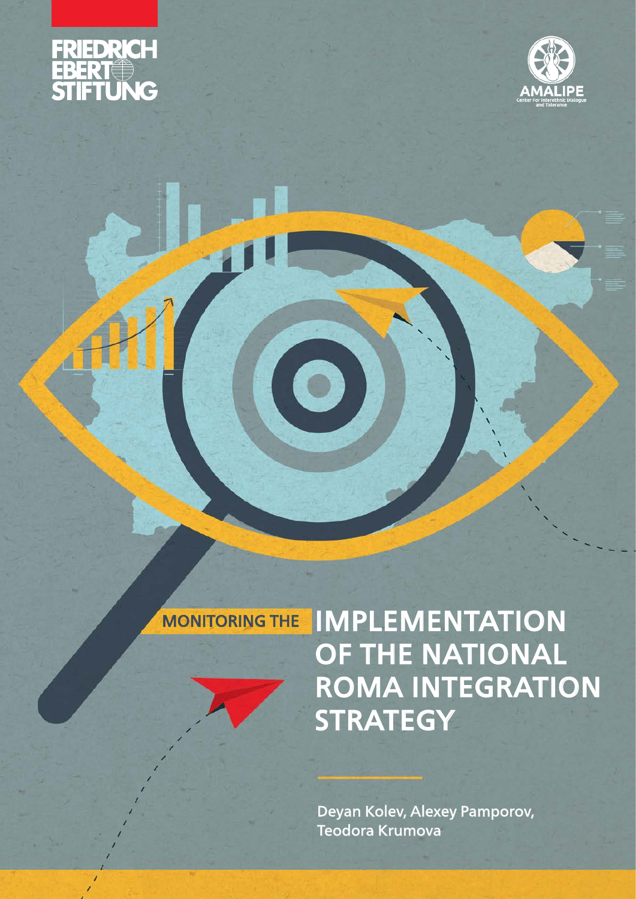FRIEDRICH EBERT STIFTUNG

AMALIPE
Center For Interethnic Dialogue and Tolerance

# MONITORING THE IMPLEMENTATION OF THE NATIONAL ROMA INTEGRATION STRATEGY

Deyan Kolev, Alexey Pamporov, Teodora Krumova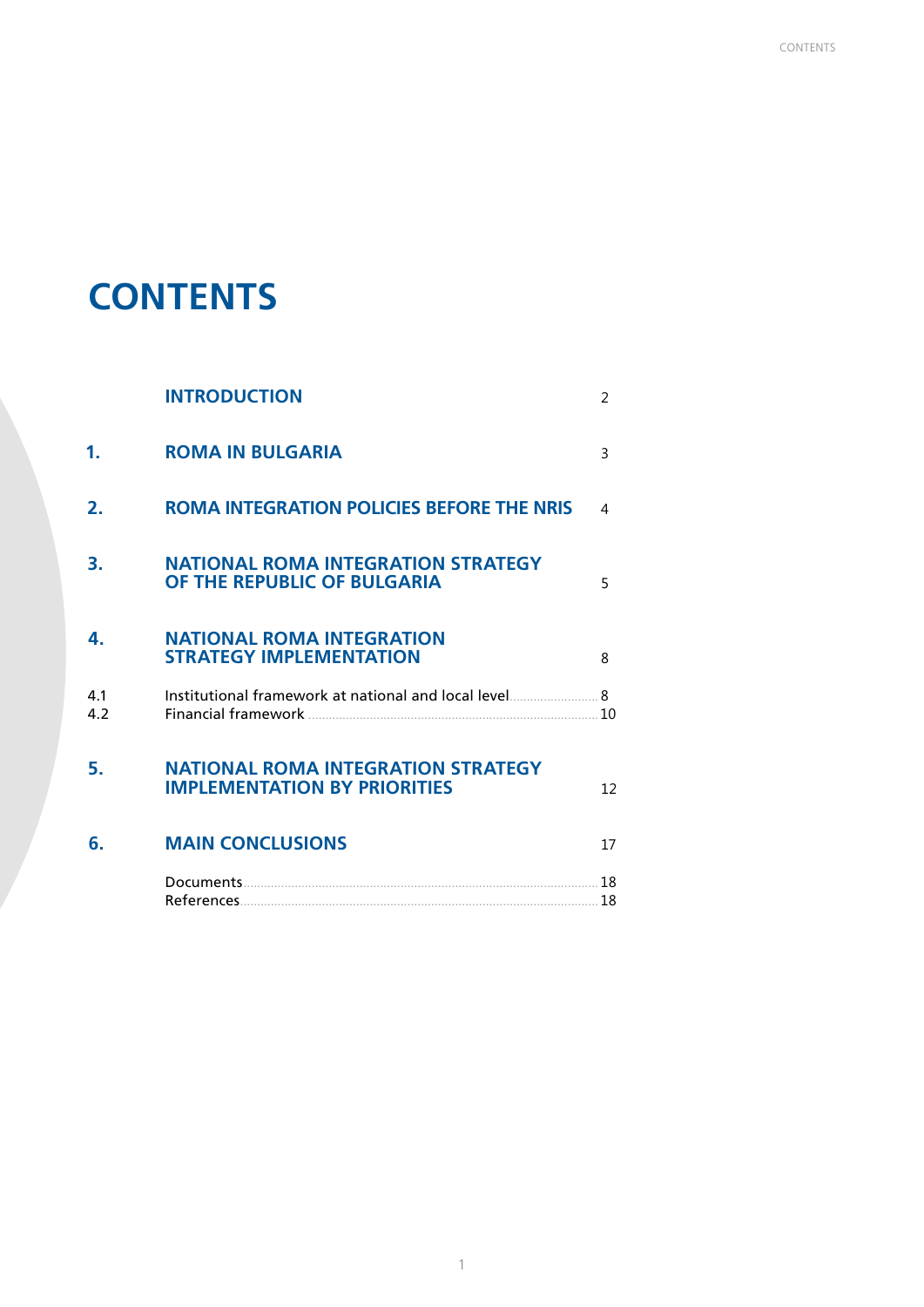# CONTENTS

| | | |
|---|---|---|
| | **INTRODUCTION** | 2 |
| **1.** | **ROMA IN BULGARIA** | 3 |
| **2.** | **ROMA INTEGRATION POLICIES BEFORE THE NRIS** | 4 |
| **3.** | **NATIONAL ROMA INTEGRATION STRATEGY OF THE REPUBLIC OF BULGARIA** | 5 |
| **4.** | **NATIONAL ROMA INTEGRATION STRATEGY IMPLEMENTATION** | 8 |
| 4.1 | Institutional framework at national and local level | 8 |
| 4.2 | Financial framework | 10 |
| **5.** | **NATIONAL ROMA INTEGRATION STRATEGY IMPLEMENTATION BY PRIORITIES** | 12 |
| **6.** | **MAIN CONCLUSIONS** | 17 |
| | Documents | 18 |
| | References | 18 |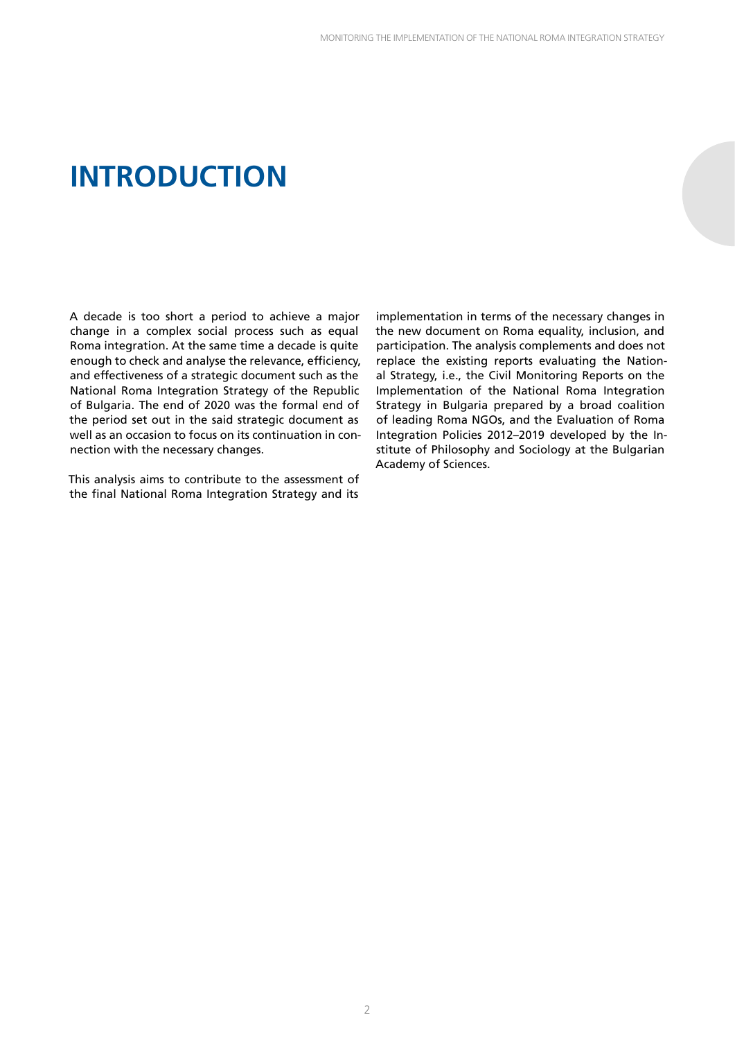# INTRODUCTION

A decade is too short a period to achieve a major change in a complex social process such as equal Roma integration. At the same time a decade is quite enough to check and analyse the relevance, efficiency, and effectiveness of a strategic document such as the National Roma Integration Strategy of the Republic of Bulgaria. The end of 2020 was the formal end of the period set out in the said strategic document as well as an occasion to focus on its continuation in connection with the necessary changes.

This analysis aims to contribute to the assessment of the final National Roma Integration Strategy and its implementation in terms of the necessary changes in the new document on Roma equality, inclusion, and participation. The analysis complements and does not replace the existing reports evaluating the National Strategy, i.e., the Civil Monitoring Reports on the Implementation of the National Roma Integration Strategy in Bulgaria prepared by a broad coalition of leading Roma NGOs, and the Evaluation of Roma Integration Policies 2012–2019 developed by the Institute of Philosophy and Sociology at the Bulgarian Academy of Sciences.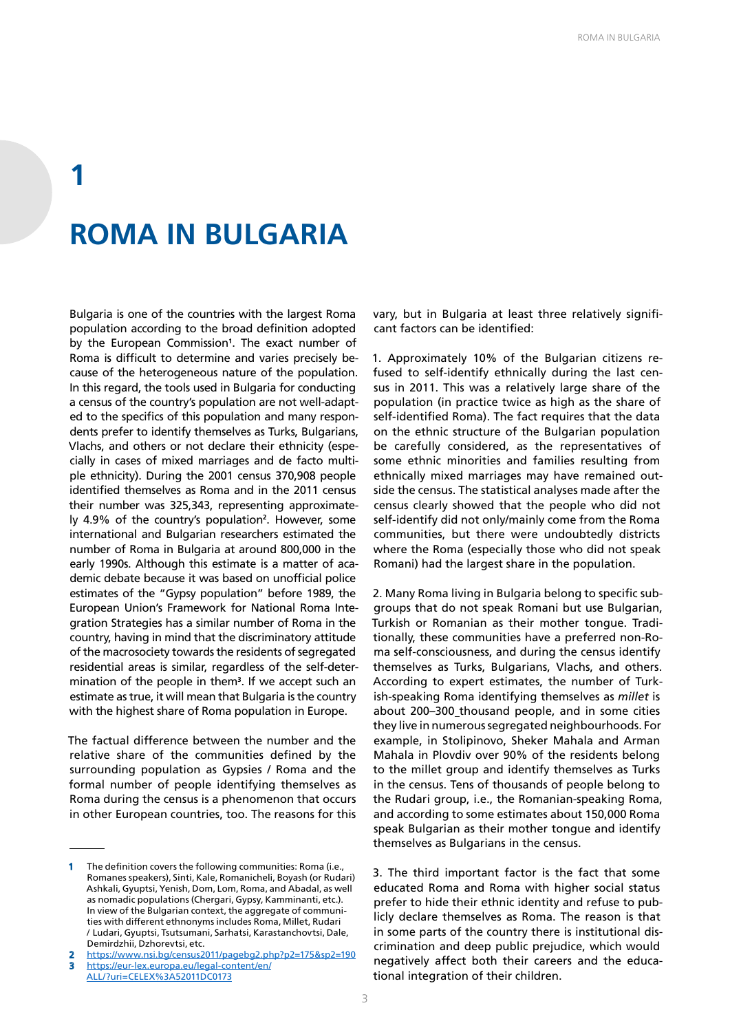# 1

# ROMA IN BULGARIA

Bulgaria is one of the countries with the largest Roma population according to the broad definition adopted by the European Commission[1]. The exact number of Roma is difficult to determine and varies precisely because of the heterogeneous nature of the population. In this regard, the tools used in Bulgaria for conducting a census of the country's population are not well-adapted to the specifics of this population and many respondents prefer to identify themselves as Turks, Bulgarians, Vlachs, and others or not declare their ethnicity (especially in cases of mixed marriages and de facto multiple ethnicity). During the 2001 census 370,908 people identified themselves as Roma and in the 2011 census their number was 325,343, representing approximately 4.9% of the country's population[2]. However, some international and Bulgarian researchers estimated the number of Roma in Bulgaria at around 800,000 in the early 1990s. Although this estimate is a matter of academic debate because it was based on unofficial police estimates of the "Gypsy population" before 1989, the European Union's Framework for National Roma Integration Strategies has a similar number of Roma in the country, having in mind that the discriminatory attitude of the macrosociety towards the residents of segregated residential areas is similar, regardless of the self-determination of the people in them[3]. If we accept such an estimate as true, it will mean that Bulgaria is the country with the highest share of Roma population in Europe.

The factual difference between the number and the relative share of the communities defined by the surrounding population as Gypsies / Roma and the formal number of people identifying themselves as Roma during the census is a phenomenon that occurs in other European countries, too. The reasons for this vary, but in Bulgaria at least three relatively significant factors can be identified:

1. Approximately 10% of the Bulgarian citizens refused to self-identify ethnically during the last census in 2011. This was a relatively large share of the population (in practice twice as high as the share of self-identified Roma). The fact requires that the data on the ethnic structure of the Bulgarian population be carefully considered, as the representatives of some ethnic minorities and families resulting from ethnically mixed marriages may have remained outside the census. The statistical analyses made after the census clearly showed that the people who did not self-identify did not only/mainly come from the Roma communities, but there were undoubtedly districts where the Roma (especially those who did not speak Romani) had the largest share in the population.

2. Many Roma living in Bulgaria belong to specific subgroups that do not speak Romani but use Bulgarian, Turkish or Romanian as their mother tongue. Traditionally, these communities have a preferred non-Roma self-consciousness, and during the census identify themselves as Turks, Bulgarians, Vlachs, and others. According to expert estimates, the number of Turkish-speaking Roma identifying themselves as *millet* is about 200–300 thousand people, and in some cities they live in numerous segregated neighbourhoods. For example, in Stolipinovo, Sheker Mahala and Arman Mahala in Plovdiv over 90% of the residents belong to the millet group and identify themselves as Turks in the census. Tens of thousands of people belong to the Rudari group, i.e., the Romanian-speaking Roma, and according to some estimates about 150,000 Roma speak Bulgarian as their mother tongue and identify themselves as Bulgarians in the census.

3. The third important factor is the fact that some educated Roma and Roma with higher social status prefer to hide their ethnic identity and refuse to publicly declare themselves as Roma. The reason is that in some parts of the country there is institutional discrimination and deep public prejudice, which would negatively affect both their careers and the educational integration of their children.

---

[1] The definition covers the following communities: Roma (i.e., Romanes speakers), Sinti, Kale, Romanicheli, Boyash (or Rudari) Ashkali, Gyuptsi, Yenish, Dom, Lom, Roma, and Abadal, as well as nomadic populations (Chergari, Gypsy, Kamminanti, etc.). In view of the Bulgarian context, the aggregate of communities with different ethnonyms includes Roma, Millet, Rudari / Ludari, Gyuptsi, Tsutsumani, Sarhatsi, Karastanchovtsi, Dale, Demirdzhii, Dzhorevtsi, etc.

[2] https://www.nsi.bg/census2011/pagebg2.php?p2=175&sp2=190

[3] https://eur-lex.europa.eu/legal-content/en/ALL/?uri=CELEX%3A52011DC0173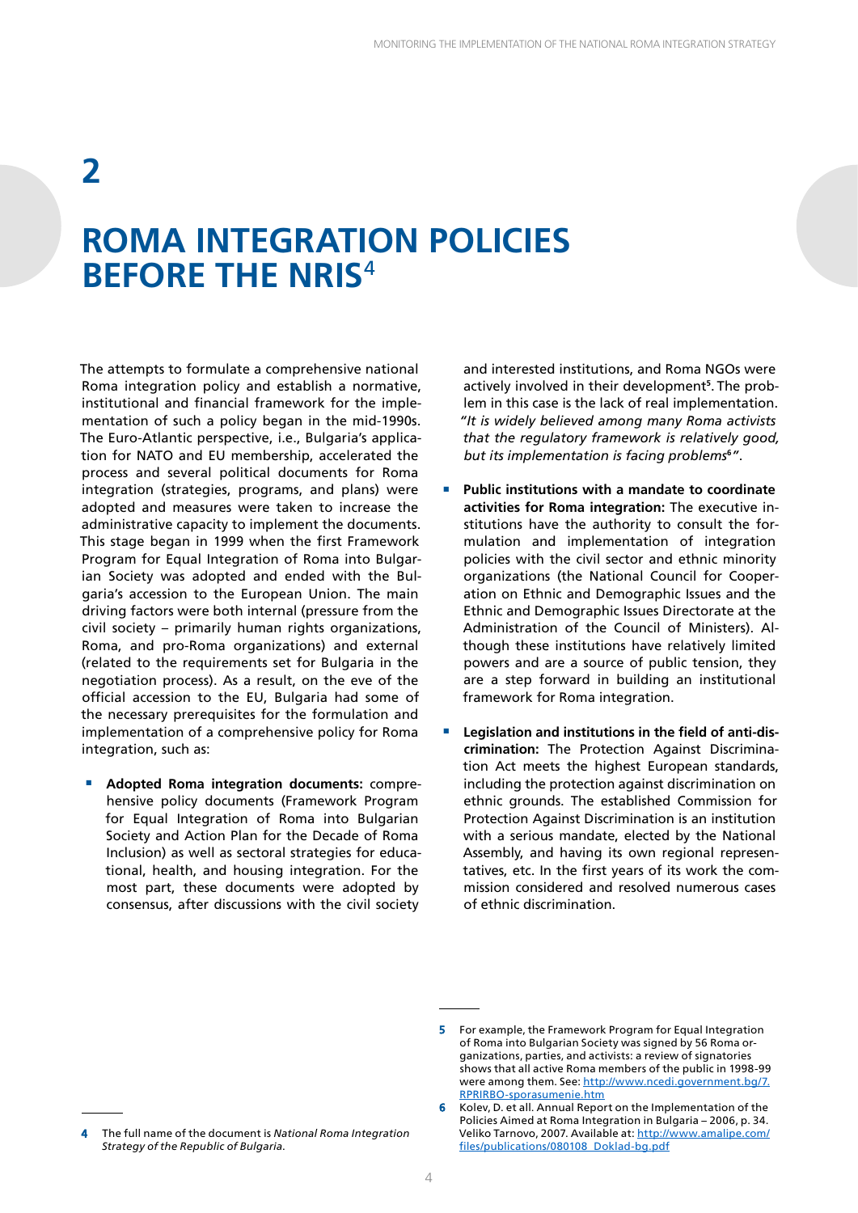# 2

# ROMA INTEGRATION POLICIES BEFORE THE NRIS[4]

The attempts to formulate a comprehensive national Roma integration policy and establish a normative, institutional and financial framework for the implementation of such a policy began in the mid-1990s. The Euro-Atlantic perspective, i.e., Bulgaria's application for NATO and EU membership, accelerated the process and several political documents for Roma integration (strategies, programs, and plans) were adopted and measures were taken to increase the administrative capacity to implement the documents. This stage began in 1999 when the first Framework Program for Equal Integration of Roma into Bulgarian Society was adopted and ended with the Bulgaria's accession to the European Union. The main driving factors were both internal (pressure from the civil society – primarily human rights organizations, Roma, and pro-Roma organizations) and external (related to the requirements set for Bulgaria in the negotiation process). As a result, on the eve of the official accession to the EU, Bulgaria had some of the necessary prerequisites for the formulation and implementation of a comprehensive policy for Roma integration, such as:

- **Adopted Roma integration documents:** comprehensive policy documents (Framework Program for Equal Integration of Roma into Bulgarian Society and Action Plan for the Decade of Roma Inclusion) as well as sectoral strategies for educational, health, and housing integration. For the most part, these documents were adopted by consensus, after discussions with the civil society and interested institutions, and Roma NGOs were actively involved in their development[5]. The problem in this case is the lack of real implementation. *"It is widely believed among many Roma activists that the regulatory framework is relatively good, but its implementation is facing problems*[6]*"*.
- **Public institutions with a mandate to coordinate activities for Roma integration:** The executive institutions have the authority to consult the formulation and implementation of integration policies with the civil sector and ethnic minority organizations (the National Council for Cooperation on Ethnic and Demographic Issues and the Ethnic and Demographic Issues Directorate at the Administration of the Council of Ministers). Although these institutions have relatively limited powers and are a source of public tension, they are a step forward in building an institutional framework for Roma integration.
- **Legislation and institutions in the field of anti-discrimination:** The Protection Against Discrimination Act meets the highest European standards, including the protection against discrimination on ethnic grounds. The established Commission for Protection Against Discrimination is an institution with a serious mandate, elected by the National Assembly, and having its own regional representatives, etc. In the first years of its work the commission considered and resolved numerous cases of ethnic discrimination.

---

4 The full name of the document is *National Roma Integration Strategy of the Republic of Bulgaria.*

5 For example, the Framework Program for Equal Integration of Roma into Bulgarian Society was signed by 56 Roma organizations, parties, and activists: a review of signatories shows that all active Roma members of the public in 1998-99 were among them. See: http://www.ncedi.government.bg/7.RPRIRBO-sporasumenie.htm

6 Kolev, D. et all. Annual Report on the Implementation of the Policies Aimed at Roma Integration in Bulgaria – 2006, p. 34. Veliko Tarnovo, 2007. Available at: http://www.amalipe.com/files/publications/080108_Doklad-bg.pdf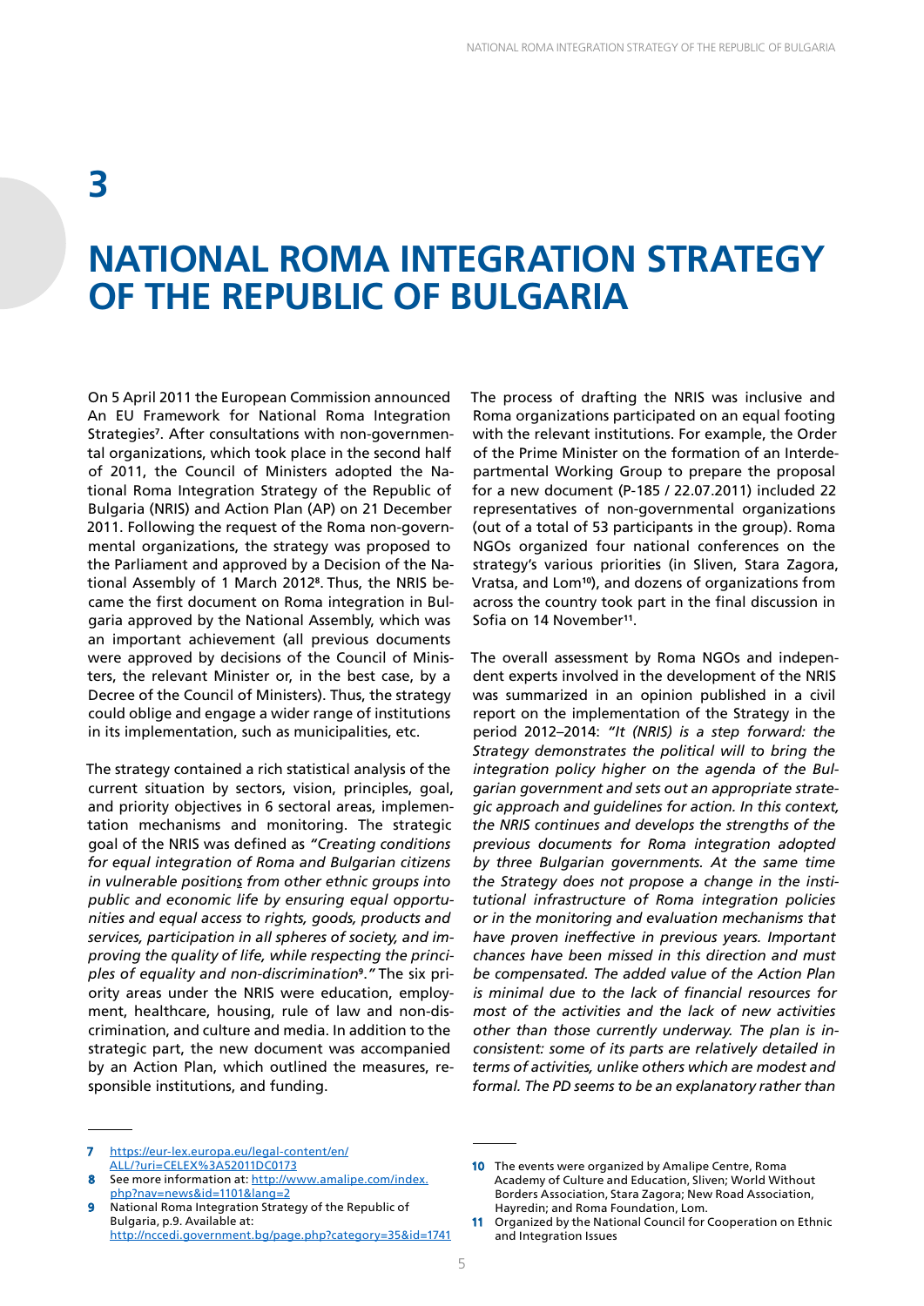# 3

# NATIONAL ROMA INTEGRATION STRATEGY OF THE REPUBLIC OF BULGARIA

On 5 April 2011 the European Commission announced An EU Framework for National Roma Integration Strategies[7]. After consultations with non-governmental organizations, which took place in the second half of 2011, the Council of Ministers adopted the National Roma Integration Strategy of the Republic of Bulgaria (NRIS) and Action Plan (AP) on 21 December 2011. Following the request of the Roma non-governmental organizations, the strategy was proposed to the Parliament and approved by a Decision of the National Assembly of 1 March 2012[8]. Thus, the NRIS became the first document on Roma integration in Bulgaria approved by the National Assembly, which was an important achievement (all previous documents were approved by decisions of the Council of Ministers, the relevant Minister or, in the best case, by a Decree of the Council of Ministers). Thus, the strategy could oblige and engage a wider range of institutions in its implementation, such as municipalities, etc.

The strategy contained a rich statistical analysis of the current situation by sectors, vision, principles, goal, and priority objectives in 6 sectoral areas, implementation mechanisms and monitoring. The strategic goal of the NRIS was defined as *"Creating conditions for equal integration of Roma and Bulgarian citizens in vulnerable positions from other ethnic groups into public and economic life by ensuring equal opportunities and equal access to rights, goods, products and services, participation in all spheres of society, and improving the quality of life, while respecting the principles of equality and non-discrimination*[9]*."* The six priority areas under the NRIS were education, employment, healthcare, housing, rule of law and non-discrimination, and culture and media. In addition to the strategic part, the new document was accompanied by an Action Plan, which outlined the measures, responsible institutions, and funding.

The process of drafting the NRIS was inclusive and Roma organizations participated on an equal footing with the relevant institutions. For example, the Order of the Prime Minister on the formation of an Interdepartmental Working Group to prepare the proposal for a new document (P-185 / 22.07.2011) included 22 representatives of non-governmental organizations (out of a total of 53 participants in the group). Roma NGOs organized four national conferences on the strategy's various priorities (in Sliven, Stara Zagora, Vratsa, and Lom[10]), and dozens of organizations from across the country took part in the final discussion in Sofia on 14 November[11].

The overall assessment by Roma NGOs and independent experts involved in the development of the NRIS was summarized in an opinion published in a civil report on the implementation of the Strategy in the period 2012–2014: *"It (NRIS) is a step forward: the Strategy demonstrates the political will to bring the integration policy higher on the agenda of the Bulgarian government and sets out an appropriate strategic approach and guidelines for action. In this context, the NRIS continues and develops the strengths of the previous documents for Roma integration adopted by three Bulgarian governments. At the same time the Strategy does not propose a change in the institutional infrastructure of Roma integration policies or in the monitoring and evaluation mechanisms that have proven ineffective in previous years. Important chances have been missed in this direction and must be compensated. The added value of the Action Plan is minimal due to the lack of financial resources for most of the activities and the lack of new activities other than those currently underway. The plan is inconsistent: some of its parts are relatively detailed in terms of activities, unlike others which are modest and formal. The PD seems to be an explanatory rather than*

---

7 https://eur-lex.europa.eu/legal-content/en/ALL/?uri=CELEX%3A52011DC0173

8 See more information at: http://www.amalipe.com/index.php?nav=news&id=1101&lang=2

9 National Roma Integration Strategy of the Republic of Bulgaria, p.9. Available at: http://nccedi.government.bg/page.php?category=35&id=1741

10 The events were organized by Amalipe Centre, Roma Academy of Culture and Education, Sliven; World Without Borders Association, Stara Zagora; New Road Association, Hayredin; and Roma Foundation, Lom.

11 Organized by the National Council for Cooperation on Ethnic and Integration Issues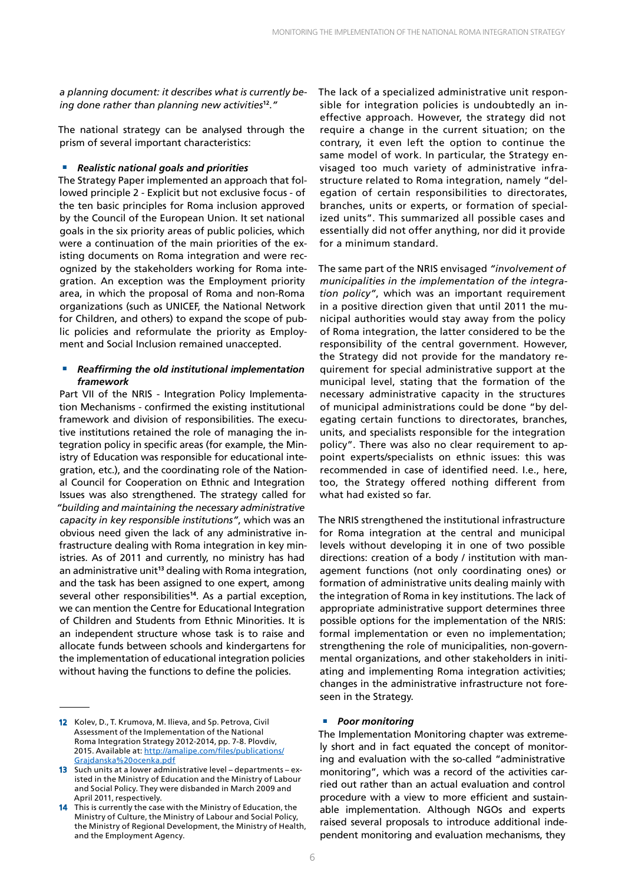*a planning document: it describes what is currently being done rather than planning new activities*[12]*."*

The national strategy can be analysed through the prism of several important characteristics:

- ***Realistic national goals and priorities***

The Strategy Paper implemented an approach that followed principle 2 - Explicit but not exclusive focus - of the ten basic principles for Roma inclusion approved by the Council of the European Union. It set national goals in the six priority areas of public policies, which were a continuation of the main priorities of the existing documents on Roma integration and were recognized by the stakeholders working for Roma integration. An exception was the Employment priority area, in which the proposal of Roma and non-Roma organizations (such as UNICEF, the National Network for Children, and others) to expand the scope of public policies and reformulate the priority as Employment and Social Inclusion remained unaccepted.

- ***Reaffirming the old institutional implementation framework***

Part VII of the NRIS - Integration Policy Implementation Mechanisms - confirmed the existing institutional framework and division of responsibilities. The executive institutions retained the role of managing the integration policy in specific areas (for example, the Ministry of Education was responsible for educational integration, etc.), and the coordinating role of the National Council for Cooperation on Ethnic and Integration Issues was also strengthened. The strategy called for *"building and maintaining the necessary administrative capacity in key responsible institutions"*, which was an obvious need given the lack of any administrative infrastructure dealing with Roma integration in key ministries. As of 2011 and currently, no ministry has had an administrative unit[13] dealing with Roma integration, and the task has been assigned to one expert, among several other responsibilities[14]. As a partial exception, we can mention the Centre for Educational Integration of Children and Students from Ethnic Minorities. It is an independent structure whose task is to raise and allocate funds between schools and kindergartens for the implementation of educational integration policies without having the functions to define the policies.

The lack of a specialized administrative unit responsible for integration policies is undoubtedly an ineffective approach. However, the strategy did not require a change in the current situation; on the contrary, it even left the option to continue the same model of work. In particular, the Strategy envisaged too much variety of administrative infrastructure related to Roma integration, namely "delegation of certain responsibilities to directorates, branches, units or experts, or formation of specialized units". This summarized all possible cases and essentially did not offer anything, nor did it provide for a minimum standard.

The same part of the NRIS envisaged *"involvement of municipalities in the implementation of the integration policy"*, which was an important requirement in a positive direction given that until 2011 the municipal authorities would stay away from the policy of Roma integration, the latter considered to be the responsibility of the central government. However, the Strategy did not provide for the mandatory requirement for special administrative support at the municipal level, stating that the formation of the necessary administrative capacity in the structures of municipal administrations could be done "by delegating certain functions to directorates, branches, units, and specialists responsible for the integration policy". There was also no clear requirement to appoint experts/specialists on ethnic issues: this was recommended in case of identified need. I.e., here, too, the Strategy offered nothing different from what had existed so far.

The NRIS strengthened the institutional infrastructure for Roma integration at the central and municipal levels without developing it in one of two possible directions: creation of a body / institution with management functions (not only coordinating ones) or formation of administrative units dealing mainly with the integration of Roma in key institutions. The lack of appropriate administrative support determines three possible options for the implementation of the NRIS: formal implementation or even no implementation; strengthening the role of municipalities, non-governmental organizations, and other stakeholders in initiating and implementing Roma integration activities; changes in the administrative infrastructure not foreseen in the Strategy.

- ***Poor monitoring***

The Implementation Monitoring chapter was extremely short and in fact equated the concept of monitoring and evaluation with the so-called "administrative monitoring", which was a record of the activities carried out rather than an actual evaluation and control procedure with a view to more efficient and sustainable implementation. Although NGOs and experts raised several proposals to introduce additional independent monitoring and evaluation mechanisms, they

---

12 Kolev, D., T. Krumova, M. Ilieva, and Sp. Petrova, Civil Assessment of the Implementation of the National Roma Integration Strategy 2012-2014, pp. 7-8. Plovdiv, 2015. Available at: http://amalipe.com/files/publications/Grajdanska%20ocenka.pdf

13 Such units at a lower administrative level – departments – existed in the Ministry of Education and the Ministry of Labour and Social Policy. They were disbanded in March 2009 and April 2011, respectively.

14 This is currently the case with the Ministry of Education, the Ministry of Culture, the Ministry of Labour and Social Policy, the Ministry of Regional Development, the Ministry of Health, and the Employment Agency.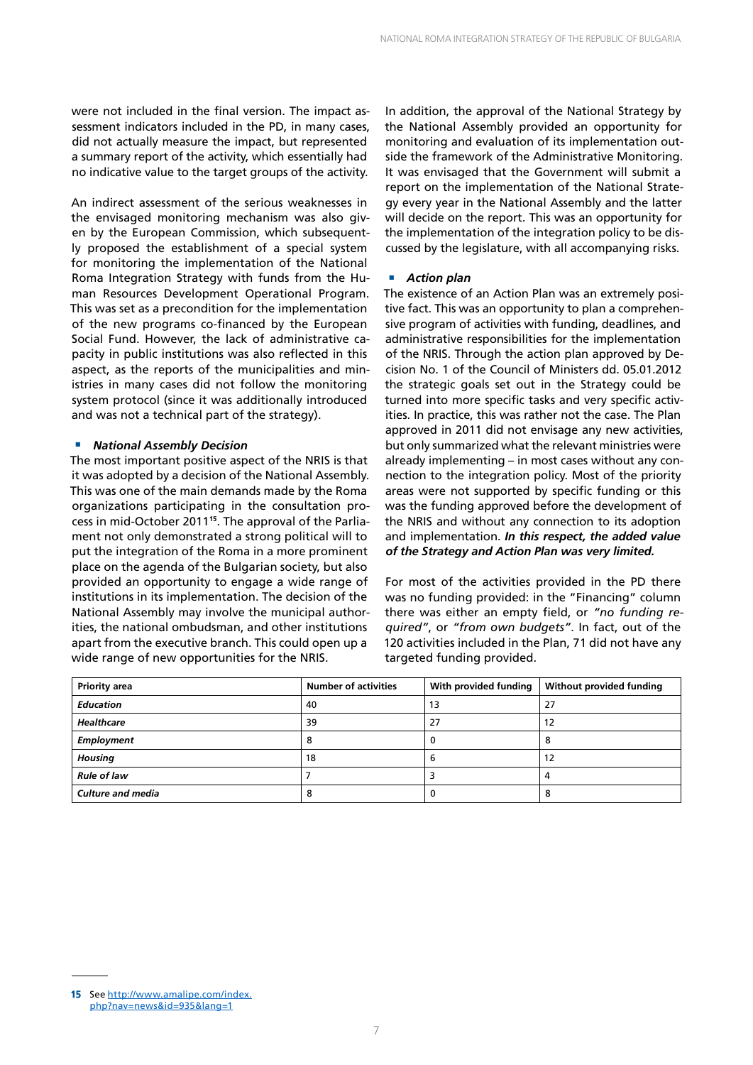were not included in the final version. The impact assessment indicators included in the PD, in many cases, did not actually measure the impact, but represented a summary report of the activity, which essentially had no indicative value to the target groups of the activity.

An indirect assessment of the serious weaknesses in the envisaged monitoring mechanism was also given by the European Commission, which subsequently proposed the establishment of a special system for monitoring the implementation of the National Roma Integration Strategy with funds from the Human Resources Development Operational Program. This was set as a precondition for the implementation of the new programs co-financed by the European Social Fund. However, the lack of administrative capacity in public institutions was also reflected in this aspect, as the reports of the municipalities and ministries in many cases did not follow the monitoring system protocol (since it was additionally introduced and was not a technical part of the strategy).

- ***National Assembly Decision***

The most important positive aspect of the NRIS is that it was adopted by a decision of the National Assembly. This was one of the main demands made by the Roma organizations participating in the consultation process in mid-October 2011[15]. The approval of the Parliament not only demonstrated a strong political will to put the integration of the Roma in a more prominent place on the agenda of the Bulgarian society, but also provided an opportunity to engage a wide range of institutions in its implementation. The decision of the National Assembly may involve the municipal authorities, the national ombudsman, and other institutions apart from the executive branch. This could open up a wide range of new opportunities for the NRIS.

In addition, the approval of the National Strategy by the National Assembly provided an opportunity for monitoring and evaluation of its implementation outside the framework of the Administrative Monitoring. It was envisaged that the Government will submit a report on the implementation of the National Strategy every year in the National Assembly and the latter will decide on the report. This was an opportunity for the implementation of the integration policy to be discussed by the legislature, with all accompanying risks.

- ***Action plan***

The existence of an Action Plan was an extremely positive fact. This was an opportunity to plan a comprehensive program of activities with funding, deadlines, and administrative responsibilities for the implementation of the NRIS. Through the action plan approved by Decision No. 1 of the Council of Ministers dd. 05.01.2012 the strategic goals set out in the Strategy could be turned into more specific tasks and very specific activities. In practice, this was rather not the case. The Plan approved in 2011 did not envisage any new activities, but only summarized what the relevant ministries were already implementing – in most cases without any connection to the integration policy. Most of the priority areas were not supported by specific funding or this was the funding approved before the development of the NRIS and without any connection to its adoption and implementation. ***In this respect, the added value of the Strategy and Action Plan was very limited.***

For most of the activities provided in the PD there was no funding provided: in the "Financing" column there was either an empty field, or *"no funding required"*, or *"from own budgets"*. In fact, out of the 120 activities included in the Plan, 71 did not have any targeted funding provided.

| Priority area | Number of activities | With provided funding | Without provided funding |
|---|---|---|---|
| ***Education*** | 40 | 13 | 27 |
| ***Healthcare*** | 39 | 27 | 12 |
| ***Employment*** | 8 | 0 | 8 |
| ***Housing*** | 18 | 6 | 12 |
| ***Rule of law*** | 7 | 3 | 4 |
| ***Culture and media*** | 8 | 0 | 8 |

15 See http://www.amalipe.com/index.php?nav=news&id=935&lang=1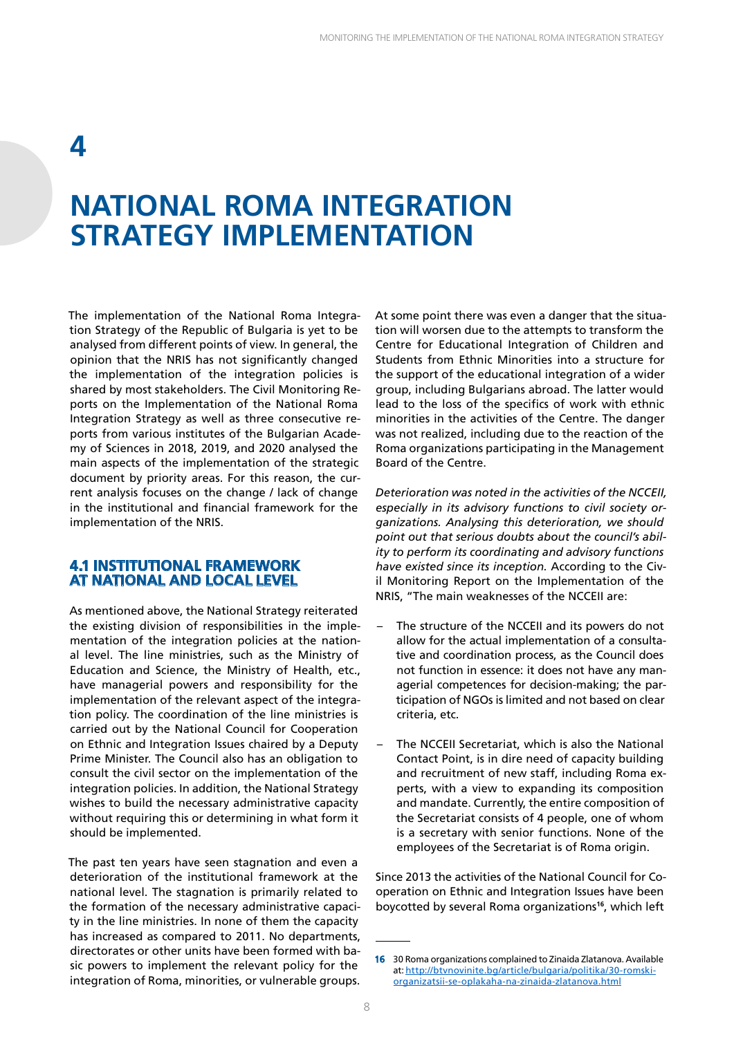# 4

# NATIONAL ROMA INTEGRATION STRATEGY IMPLEMENTATION

The implementation of the National Roma Integration Strategy of the Republic of Bulgaria is yet to be analysed from different points of view. In general, the opinion that the NRIS has not significantly changed the implementation of the integration policies is shared by most stakeholders. The Civil Monitoring Reports on the Implementation of the National Roma Integration Strategy as well as three consecutive reports from various institutes of the Bulgarian Academy of Sciences in 2018, 2019, and 2020 analysed the main aspects of the implementation of the strategic document by priority areas. For this reason, the current analysis focuses on the change / lack of change in the institutional and financial framework for the implementation of the NRIS.

## 4.1 INSTITUTIONAL FRAMEWORK AT NATIONAL AND LOCAL LEVEL

As mentioned above, the National Strategy reiterated the existing division of responsibilities in the implementation of the integration policies at the national level. The line ministries, such as the Ministry of Education and Science, the Ministry of Health, etc., have managerial powers and responsibility for the implementation of the relevant aspect of the integration policy. The coordination of the line ministries is carried out by the National Council for Cooperation on Ethnic and Integration Issues chaired by a Deputy Prime Minister. The Council also has an obligation to consult the civil sector on the implementation of the integration policies. In addition, the National Strategy wishes to build the necessary administrative capacity without requiring this or determining in what form it should be implemented.

The past ten years have seen stagnation and even a deterioration of the institutional framework at the national level. The stagnation is primarily related to the formation of the necessary administrative capacity in the line ministries. In none of them the capacity has increased as compared to 2011. No departments, directorates or other units have been formed with basic powers to implement the relevant policy for the integration of Roma, minorities, or vulnerable groups. At some point there was even a danger that the situation will worsen due to the attempts to transform the Centre for Educational Integration of Children and Students from Ethnic Minorities into a structure for the support of the educational integration of a wider group, including Bulgarians abroad. The latter would lead to the loss of the specifics of work with ethnic minorities in the activities of the Centre. The danger was not realized, including due to the reaction of the Roma organizations participating in the Management Board of the Centre.

*Deterioration was noted in the activities of the NCCEII, especially in its advisory functions to civil society organizations. Analysing this deterioration, we should point out that serious doubts about the council's ability to perform its coordinating and advisory functions have existed since its inception.* According to the Civil Monitoring Report on the Implementation of the NRIS, "The main weaknesses of the NCCEII are:

- The structure of the NCCEII and its powers do not allow for the actual implementation of a consultative and coordination process, as the Council does not function in essence: it does not have any managerial competences for decision-making; the participation of NGOs is limited and not based on clear criteria, etc.
- The NCCEII Secretariat, which is also the National Contact Point, is in dire need of capacity building and recruitment of new staff, including Roma experts, with a view to expanding its composition and mandate. Currently, the entire composition of the Secretariat consists of 4 people, one of whom is a secretary with senior functions. None of the employees of the Secretariat is of Roma origin.

Since 2013 the activities of the National Council for Cooperation on Ethnic and Integration Issues have been boycotted by several Roma organizations[16], which left

---

[16] 30 Roma organizations complained to Zinaida Zlatanova. Available at: http://btvnovinite.bg/article/bulgaria/politika/30-romski-organizatsii-se-oplakaha-na-zinaida-zlatanova.html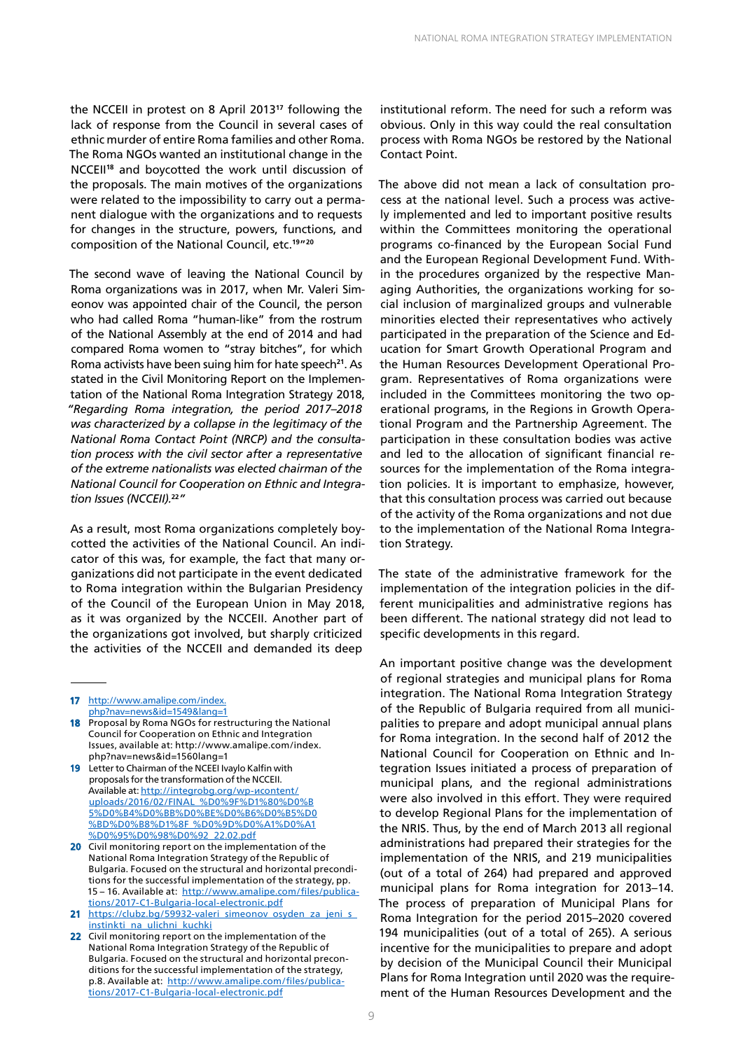the NCCEII in protest on 8 April 2013[17] following the lack of response from the Council in several cases of ethnic murder of entire Roma families and other Roma. The Roma NGOs wanted an institutional change in the NCCEII[18] and boycotted the work until discussion of the proposals. The main motives of the organizations were related to the impossibility to carry out a permanent dialogue with the organizations and to requests for changes in the structure, powers, functions, and composition of the National Council, etc.[19][20]

The second wave of leaving the National Council by Roma organizations was in 2017, when Mr. Valeri Simeonov was appointed chair of the Council, the person who had called Roma "human-like" from the rostrum of the National Assembly at the end of 2014 and had compared Roma women to "stray bitches", for which Roma activists have been suing him for hate speech[21]. As stated in the Civil Monitoring Report on the Implementation of the National Roma Integration Strategy 2018, *"Regarding Roma integration, the period 2017–2018 was characterized by a collapse in the legitimacy of the National Roma Contact Point (NRCP) and the consultation process with the civil sector after a representative of the extreme nationalists was elected chairman of the National Council for Cooperation on Ethnic and Integration Issues (NCCEII).[22]"*

As a result, most Roma organizations completely boycotted the activities of the National Council. An indicator of this was, for example, the fact that many organizations did not participate in the event dedicated to Roma integration within the Bulgarian Presidency of the Council of the European Union in May 2018, as it was organized by the NCCEII. Another part of the organizations got involved, but sharply criticized the activities of the NCCEII and demanded its deep institutional reform. The need for such a reform was obvious. Only in this way could the real consultation process with Roma NGOs be restored by the National Contact Point.

The above did not mean a lack of consultation process at the national level. Such a process was actively implemented and led to important positive results within the Committees monitoring the operational programs co-financed by the European Social Fund and the European Regional Development Fund. Within the procedures organized by the respective Managing Authorities, the organizations working for social inclusion of marginalized groups and vulnerable minorities elected their representatives who actively participated in the preparation of the Science and Education for Smart Growth Operational Program and the Human Resources Development Operational Program. Representatives of Roma organizations were included in the Committees monitoring the two operational programs, in the Regions in Growth Operational Program and the Partnership Agreement. The participation in these consultation bodies was active and led to the allocation of significant financial resources for the implementation of the Roma integration policies. It is important to emphasize, however, that this consultation process was carried out because of the activity of the Roma organizations and not due to the implementation of the National Roma Integration Strategy.

The state of the administrative framework for the implementation of the integration policies in the different municipalities and administrative regions has been different. The national strategy did not lead to specific developments in this regard.

An important positive change was the development of regional strategies and municipal plans for Roma integration. The National Roma Integration Strategy of the Republic of Bulgaria required from all municipalities to prepare and adopt municipal annual plans for Roma integration. In the second half of 2012 the National Council for Cooperation on Ethnic and Integration Issues initiated a process of preparation of municipal plans, and the regional administrations were also involved in this effort. They were required to develop Regional Plans for the implementation of the NRIS. Thus, by the end of March 2013 all regional administrations had prepared their strategies for the implementation of the NRIS, and 219 municipalities (out of a total of 264) had prepared and approved municipal plans for Roma integration for 2013–14. The process of preparation of Municipal Plans for Roma Integration for the period 2015–2020 covered 194 municipalities (out of a total of 265). A serious incentive for the municipalities to prepare and adopt by decision of the Municipal Council their Municipal Plans for Roma Integration until 2020 was the requirement of the Human Resources Development and the

---

[17] http://www.amalipe.com/index.php?nav=news&id=1549&lang=1

[18] Proposal by Roma NGOs for restructuring the National Council for Cooperation on Ethnic and Integration Issues, available at: http://www.amalipe.com/index.php?nav=news&id=1560lang=1

[19] Letter to Chairman of the NCEEI Ivaylo Kalfin with proposals for the transformation of the NCCEII. Available at: http://integrobg.org/wp-исcontent/uploads/2016/02/FINAL_%D0%9F%D1%80%D0%B5%D0%B4%D0%BB%D0%BE%D0%B6%D0%B5%D0%BD%D0%B8%D1%8F_%D0%9D%D0%A1%D0%A1%D0%95%D0%98%D0%92_22.02.pdf

[20] Civil monitoring report on the implementation of the National Roma Integration Strategy of the Republic of Bulgaria. Focused on the structural and horizontal preconditions for the successful implementation of the strategy, pp. 15 – 16. Available at: http://www.amalipe.com/files/publications/2017-C1-Bulgaria-local-electronic.pdf

[21] https://clubz.bg/59932-valeri_simeonov_osyden_za_jeni_s_instinkti_na_ulichni_kuchki

[22] Civil monitoring report on the implementation of the National Roma Integration Strategy of the Republic of Bulgaria. Focused on the structural and horizontal preconditions for the successful implementation of the strategy, p.8. Available at: http://www.amalipe.com/files/publications/2017-C1-Bulgaria-local-electronic.pdf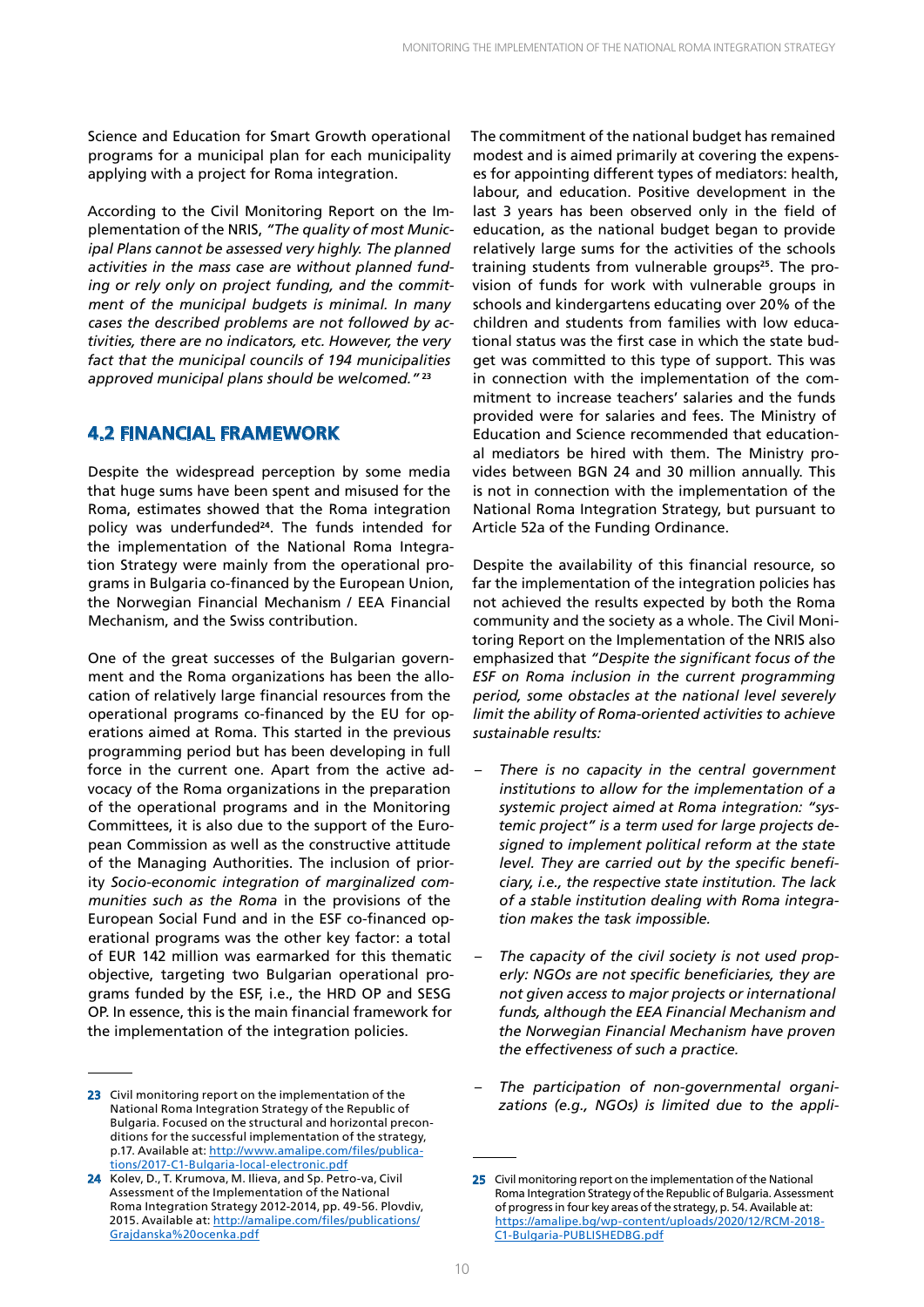Science and Education for Smart Growth operational programs for a municipal plan for each municipality applying with a project for Roma integration.

According to the Civil Monitoring Report on the Implementation of the NRIS, *"The quality of most Municipal Plans cannot be assessed very highly. The planned activities in the mass case are without planned funding or rely only on project funding, and the commitment of the municipal budgets is minimal. In many cases the described problems are not followed by activities, there are no indicators, etc. However, the very fact that the municipal councils of 194 municipalities approved municipal plans should be welcomed."* [23]

## 4.2 FINANCIAL FRAMEWORK

Despite the widespread perception by some media that huge sums have been spent and misused for the Roma, estimates showed that the Roma integration policy was underfunded[24]. The funds intended for the implementation of the National Roma Integration Strategy were mainly from the operational programs in Bulgaria co-financed by the European Union, the Norwegian Financial Mechanism / EEA Financial Mechanism, and the Swiss contribution.

One of the great successes of the Bulgarian government and the Roma organizations has been the allocation of relatively large financial resources from the operational programs co-financed by the EU for operations aimed at Roma. This started in the previous programming period but has been developing in full force in the current one. Apart from the active advocacy of the Roma organizations in the preparation of the operational programs and in the Monitoring Committees, it is also due to the support of the European Commission as well as the constructive attitude of the Managing Authorities. The inclusion of priority *Socio-economic integration of marginalized communities such as the Roma* in the provisions of the European Social Fund and in the ESF co-financed operational programs was the other key factor: a total of EUR 142 million was earmarked for this thematic objective, targeting two Bulgarian operational programs funded by the ESF, i.e., the HRD OP and SESG OP. In essence, this is the main financial framework for the implementation of the integration policies.

The commitment of the national budget has remained modest and is aimed primarily at covering the expenses for appointing different types of mediators: health, labour, and education. Positive development in the last 3 years has been observed only in the field of education, as the national budget began to provide relatively large sums for the activities of the schools training students from vulnerable groups[25]. The provision of funds for work with vulnerable groups in schools and kindergartens educating over 20% of the children and students from families with low educational status was the first case in which the state budget was committed to this type of support. This was in connection with the implementation of the commitment to increase teachers' salaries and the funds provided were for salaries and fees. The Ministry of Education and Science recommended that educational mediators be hired with them. The Ministry provides between BGN 24 and 30 million annually. This is not in connection with the implementation of the National Roma Integration Strategy, but pursuant to Article 52a of the Funding Ordinance.

Despite the availability of this financial resource, so far the implementation of the integration policies has not achieved the results expected by both the Roma community and the society as a whole. The Civil Monitoring Report on the Implementation of the NRIS also emphasized that *"Despite the significant focus of the ESF on Roma inclusion in the current programming period, some obstacles at the national level severely limit the ability of Roma-oriented activities to achieve sustainable results:*

- *There is no capacity in the central government institutions to allow for the implementation of a systemic project aimed at Roma integration: "systemic project" is a term used for large projects designed to implement political reform at the state level. They are carried out by the specific beneficiary, i.e., the respective state institution. The lack of a stable institution dealing with Roma integration makes the task impossible.*
- *The capacity of the civil society is not used properly: NGOs are not specific beneficiaries, they are not given access to major projects or international funds, although the EEA Financial Mechanism and the Norwegian Financial Mechanism have proven the effectiveness of such a practice.*
- *The participation of non-governmental organizations (e.g., NGOs) is limited due to the appli-*

---

[23] Civil monitoring report on the implementation of the National Roma Integration Strategy of the Republic of Bulgaria. Focused on the structural and horizontal preconditions for the successful implementation of the strategy, p.17. Available at: http://www.amalipe.com/files/publications/2017-C1-Bulgaria-local-electronic.pdf

[24] Kolev, D., T. Krumova, M. Ilieva, and Sp. Petro-va, Civil Assessment of the Implementation of the National Roma Integration Strategy 2012-2014, pp. 49-56. Plovdiv, 2015. Available at: http://amalipe.com/files/publications/Grajdanska%20ocenka.pdf

[25] Civil monitoring report on the implementation of the National Roma Integration Strategy of the Republic of Bulgaria. Assessment of progress in four key areas of the strategy, p. 54. Available at: https://amalipe.bg/wp-content/uploads/2020/12/RCM-2018-C1-Bulgaria-PUBLISHEDBG.pdf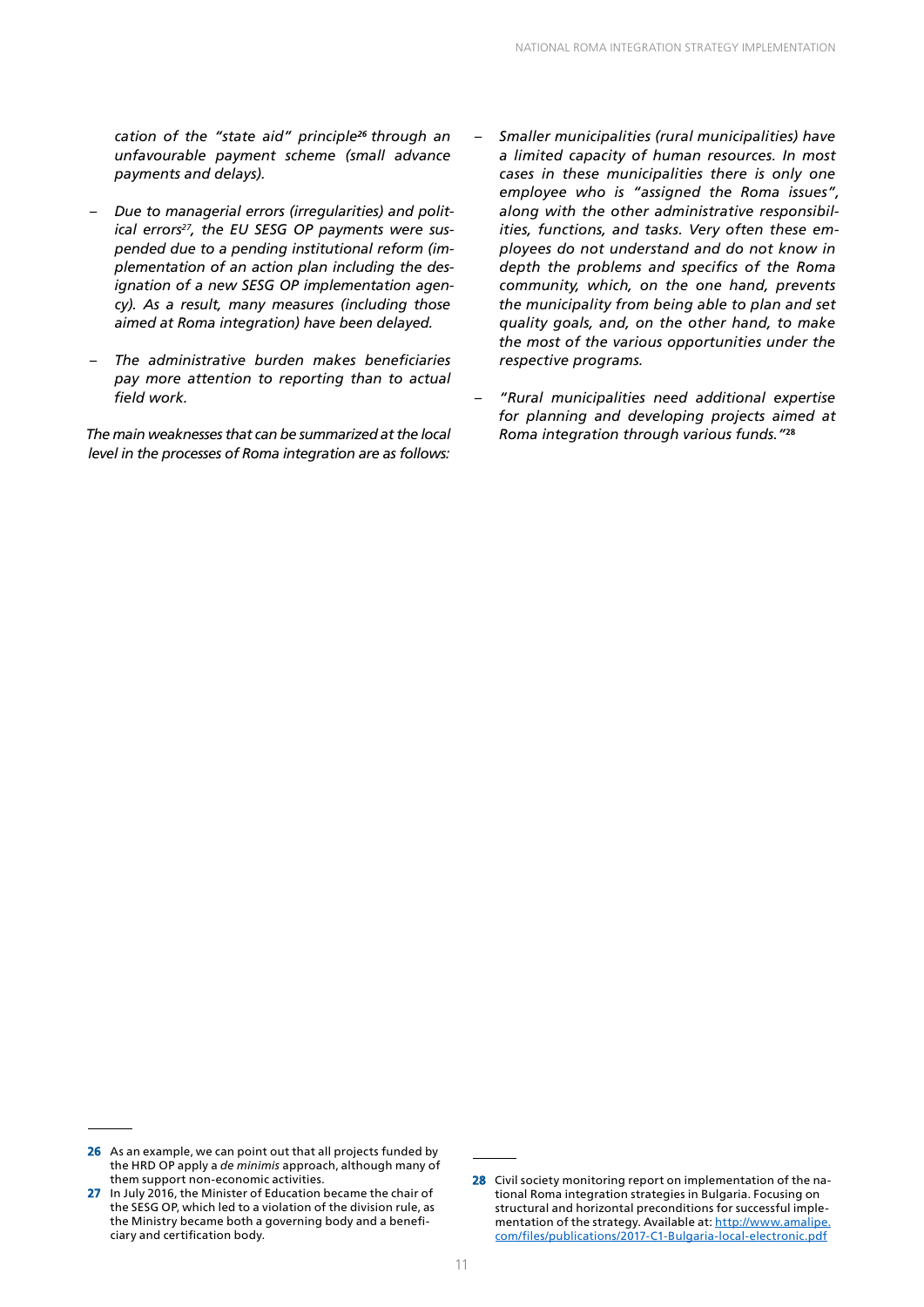*cation of the "state aid" principle[26] through an unfavourable payment scheme (small advance payments and delays).*

- *Due to managerial errors (irregularities) and political errors[27], the EU SESG OP payments were suspended due to a pending institutional reform (implementation of an action plan including the designation of a new SESG OP implementation agency). As a result, many measures (including those aimed at Roma integration) have been delayed.*
- *The administrative burden makes beneficiaries pay more attention to reporting than to actual field work.*

*The main weaknesses that can be summarized at the local level in the processes of Roma integration are as follows:*

- *Smaller municipalities (rural municipalities) have a limited capacity of human resources. In most cases in these municipalities there is only one employee who is "assigned the Roma issues", along with the other administrative responsibilities, functions, and tasks. Very often these employees do not understand and do not know in depth the problems and specifics of the Roma community, which, on the one hand, prevents the municipality from being able to plan and set quality goals, and, on the other hand, to make the most of the various opportunities under the respective programs.*
- *"Rural municipalities need additional expertise for planning and developing projects aimed at Roma integration through various funds."*[28]

---

**26** As an example, we can point out that all projects funded by the HRD OP apply a *de minimis* approach, although many of them support non-economic activities.

**27** In July 2016, the Minister of Education became the chair of the SESG OP, which led to a violation of the division rule, as the Ministry became both a governing body and a beneficiary and certification body.

**28** Civil society monitoring report on implementation of the national Roma integration strategies in Bulgaria. Focusing on structural and horizontal preconditions for successful implementation of the strategy. Available at: [http://www.amalipe.com/files/publications/2017-C1-Bulgaria-local-electronic.pdf](http://www.amalipe.com/files/publications/2017-C1-Bulgaria-local-electronic.pdf)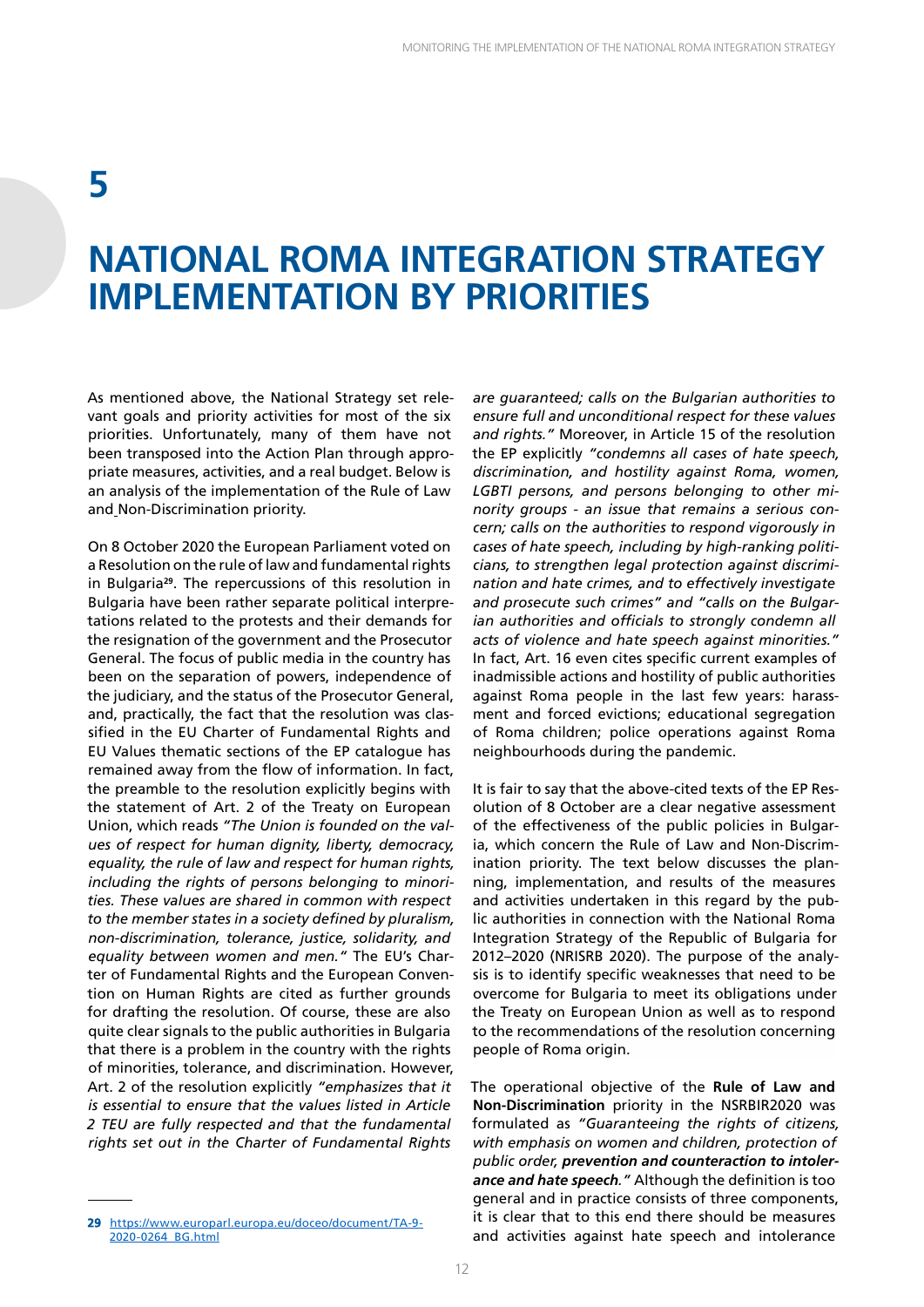# 5

# NATIONAL ROMA INTEGRATION STRATEGY IMPLEMENTATION BY PRIORITIES

As mentioned above, the National Strategy set relevant goals and priority activities for most of the six priorities. Unfortunately, many of them have not been transposed into the Action Plan through appropriate measures, activities, and a real budget. Below is an analysis of the implementation of the Rule of Law and Non-Discrimination priority.

On 8 October 2020 the European Parliament voted on a Resolution on the rule of law and fundamental rights in Bulgaria[29]. The repercussions of this resolution in Bulgaria have been rather separate political interpretations related to the protests and their demands for the resignation of the government and the Prosecutor General. The focus of public media in the country has been on the separation of powers, independence of the judiciary, and the status of the Prosecutor General, and, practically, the fact that the resolution was classified in the EU Charter of Fundamental Rights and EU Values thematic sections of the EP catalogue has remained away from the flow of information. In fact, the preamble to the resolution explicitly begins with the statement of Art. 2 of the Treaty on European Union, which reads *"The Union is founded on the values of respect for human dignity, liberty, democracy, equality, the rule of law and respect for human rights, including the rights of persons belonging to minorities. These values are shared in common with respect to the member states in a society defined by pluralism, non-discrimination, tolerance, justice, solidarity, and equality between women and men."* The EU's Charter of Fundamental Rights and the European Convention on Human Rights are cited as further grounds for drafting the resolution. Of course, these are also quite clear signals to the public authorities in Bulgaria that there is a problem in the country with the rights of minorities, tolerance, and discrimination. However, Art. 2 of the resolution explicitly *"emphasizes that it is essential to ensure that the values listed in Article 2 TEU are fully respected and that the fundamental rights set out in the Charter of Fundamental Rights are guaranteed; calls on the Bulgarian authorities to ensure full and unconditional respect for these values and rights."* Moreover, in Article 15 of the resolution the EP explicitly *"condemns all cases of hate speech, discrimination, and hostility against Roma, women, LGBTI persons, and persons belonging to other minority groups - an issue that remains a serious concern; calls on the authorities to respond vigorously in cases of hate speech, including by high-ranking politicians, to strengthen legal protection against discrimination and hate crimes, and to effectively investigate and prosecute such crimes"* and *"calls on the Bulgarian authorities and officials to strongly condemn all acts of violence and hate speech against minorities."* In fact, Art. 16 even cites specific current examples of inadmissible actions and hostility of public authorities against Roma people in the last few years: harassment and forced evictions; educational segregation of Roma children; police operations against Roma neighbourhoods during the pandemic.

It is fair to say that the above-cited texts of the EP Resolution of 8 October are a clear negative assessment of the effectiveness of the public policies in Bulgaria, which concern the Rule of Law and Non-Discrimination priority. The text below discusses the planning, implementation, and results of the measures and activities undertaken in this regard by the public authorities in connection with the National Roma Integration Strategy of the Republic of Bulgaria for 2012–2020 (NRISRB 2020). The purpose of the analysis is to identify specific weaknesses that need to be overcome for Bulgaria to meet its obligations under the Treaty on European Union as well as to respond to the recommendations of the resolution concerning people of Roma origin.

The operational objective of the **Rule of Law and Non-Discrimination** priority in the NSRBIR2020 was formulated as *"Guaranteeing the rights of citizens, with emphasis on women and children, protection of public order, **prevention and counteraction to intolerance and hate speech**."* Although the definition is too general and in practice consists of three components, it is clear that to this end there should be measures and activities against hate speech and intolerance

---

29 https://www.europarl.europa.eu/doceo/document/TA-9-2020-0264_BG.html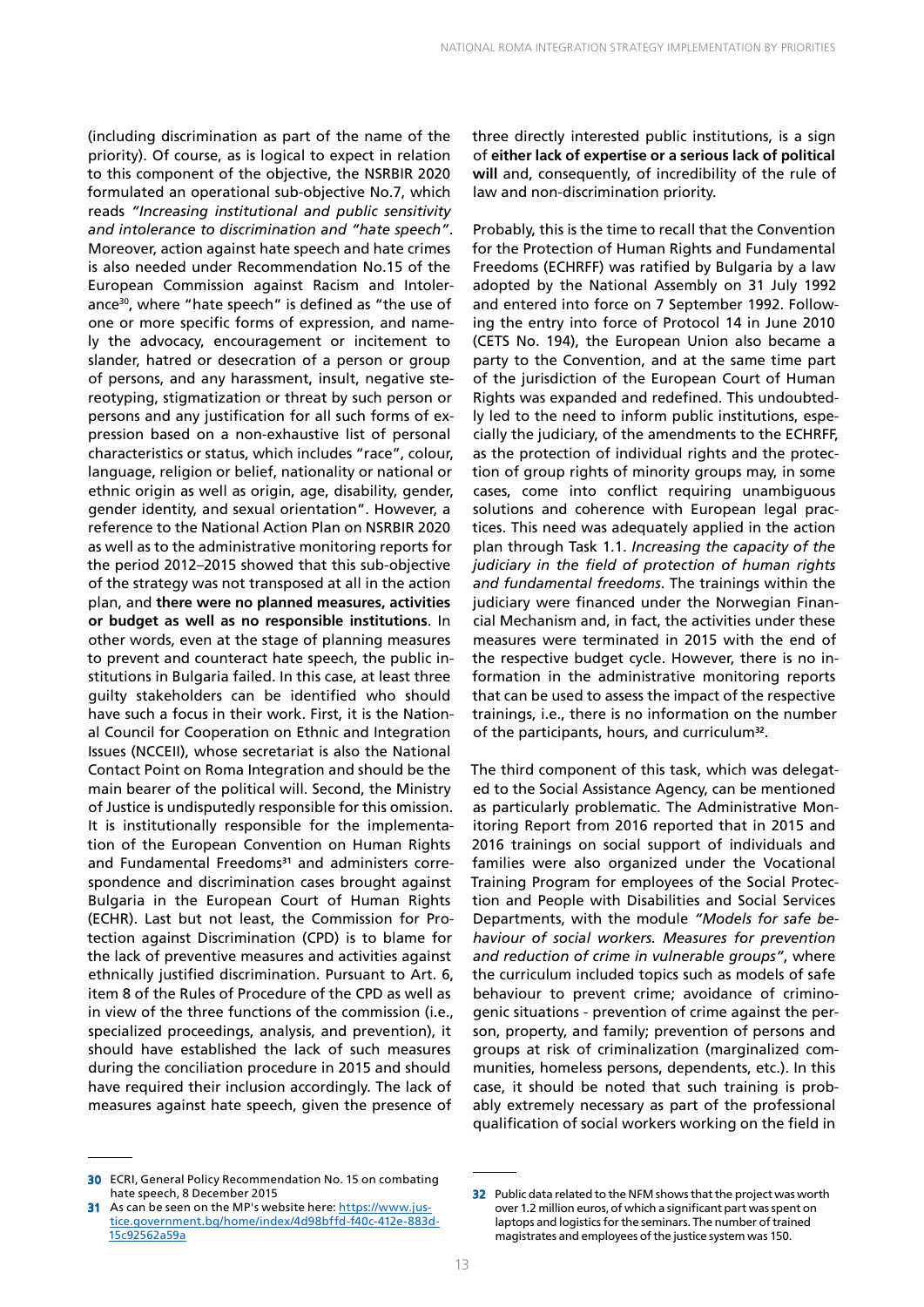(including discrimination as part of the name of the priority). Of course, as is logical to expect in relation to this component of the objective, the NSRBIR 2020 formulated an operational sub-objective No.7, which reads *"Increasing institutional and public sensitivity and intolerance to discrimination and "hate speech"*. Moreover, action against hate speech and hate crimes is also needed under Recommendation No.15 of the European Commission against Racism and Intolerance[30], where "hate speech" is defined as "the use of one or more specific forms of expression, and namely the advocacy, encouragement or incitement to slander, hatred or desecration of a person or group of persons, and any harassment, insult, negative stereotyping, stigmatization or threat by such person or persons and any justification for all such forms of expression based on a non-exhaustive list of personal characteristics or status, which includes "race", colour, language, religion or belief, nationality or national or ethnic origin as well as origin, age, disability, gender, gender identity, and sexual orientation". However, a reference to the National Action Plan on NSRBIR 2020 as well as to the administrative monitoring reports for the period 2012–2015 showed that this sub-objective of the strategy was not transposed at all in the action plan, and **there were no planned measures, activities or budget as well as no responsible institutions**. In other words, even at the stage of planning measures to prevent and counteract hate speech, the public institutions in Bulgaria failed. In this case, at least three guilty stakeholders can be identified who should have such a focus in their work. First, it is the National Council for Cooperation on Ethnic and Integration Issues (NCCEII), whose secretariat is also the National Contact Point on Roma Integration and should be the main bearer of the political will. Second, the Ministry of Justice is undisputedly responsible for this omission. It is institutionally responsible for the implementation of the European Convention on Human Rights and Fundamental Freedoms[31] and administers correspondence and discrimination cases brought against Bulgaria in the European Court of Human Rights (ECHR). Last but not least, the Commission for Protection against Discrimination (CPD) is to blame for the lack of preventive measures and activities against ethnically justified discrimination. Pursuant to Art. 6, item 8 of the Rules of Procedure of the CPD as well as in view of the three functions of the commission (i.e., specialized proceedings, analysis, and prevention), it should have established the lack of such measures during the conciliation procedure in 2015 and should have required their inclusion accordingly. The lack of measures against hate speech, given the presence of three directly interested public institutions, is a sign of **either lack of expertise or a serious lack of political will** and, consequently, of incredibility of the rule of law and non-discrimination priority.

Probably, this is the time to recall that the Convention for the Protection of Human Rights and Fundamental Freedoms (ECHRFF) was ratified by Bulgaria by a law adopted by the National Assembly on 31 July 1992 and entered into force on 7 September 1992. Following the entry into force of Protocol 14 in June 2010 (CETS No. 194), the European Union also became a party to the Convention, and at the same time part of the jurisdiction of the European Court of Human Rights was expanded and redefined. This undoubtedly led to the need to inform public institutions, especially the judiciary, of the amendments to the ECHRFF, as the protection of individual rights and the protection of group rights of minority groups may, in some cases, come into conflict requiring unambiguous solutions and coherence with European legal practices. This need was adequately applied in the action plan through Task 1.1. *Increasing the capacity of the judiciary in the field of protection of human rights and fundamental freedoms*. The trainings within the judiciary were financed under the Norwegian Financial Mechanism and, in fact, the activities under these measures were terminated in 2015 with the end of the respective budget cycle. However, there is no information in the administrative monitoring reports that can be used to assess the impact of the respective trainings, i.e., there is no information on the number of the participants, hours, and curriculum[32].

The third component of this task, which was delegated to the Social Assistance Agency, can be mentioned as particularly problematic. The Administrative Monitoring Report from 2016 reported that in 2015 and 2016 trainings on social support of individuals and families were also organized under the Vocational Training Program for employees of the Social Protection and People with Disabilities and Social Services Departments, with the module *"Models for safe behaviour of social workers. Measures for prevention and reduction of crime in vulnerable groups"*, where the curriculum included topics such as models of safe behaviour to prevent crime; avoidance of criminogenic situations - prevention of crime against the person, property, and family; prevention of persons and groups at risk of criminalization (marginalized communities, homeless persons, dependents, etc.). In this case, it should be noted that such training is probably extremely necessary as part of the professional qualification of social workers working on the field in

---

[30] ECRI, General Policy Recommendation No. 15 on combating hate speech, 8 December 2015

[31] As can be seen on the MP's website here: https://www.justice.government.bg/home/index/4d98bffd-f40c-412e-883d-15c92562a59a

[32] Public data related to the NFM shows that the project was worth over 1.2 million euros, of which a significant part was spent on laptops and logistics for the seminars. The number of trained magistrates and employees of the justice system was 150.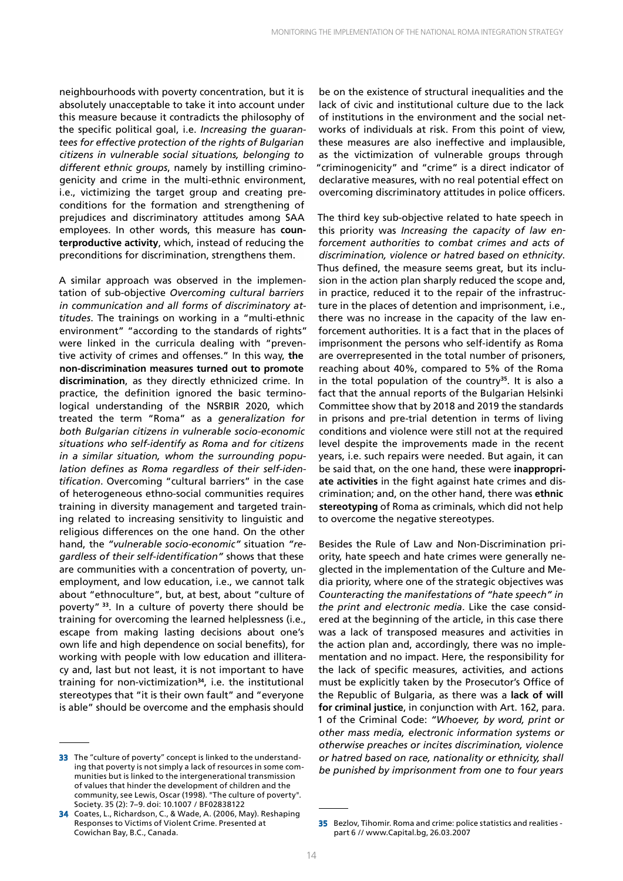neighbourhoods with poverty concentration, but it is absolutely unacceptable to take it into account under this measure because it contradicts the philosophy of the specific political goal, i.e. *Increasing the guarantees for effective protection of the rights of Bulgarian citizens in vulnerable social situations, belonging to different ethnic groups*, namely by instilling criminogenicity and crime in the multi-ethnic environment, i.e., victimizing the target group and creating preconditions for the formation and strengthening of prejudices and discriminatory attitudes among SAA employees. In other words, this measure has **counterproductive activity**, which, instead of reducing the preconditions for discrimination, strengthens them.

A similar approach was observed in the implementation of sub-objective *Overcoming cultural barriers in communication and all forms of discriminatory attitudes*. The trainings on working in a "multi-ethnic environment" "according to the standards of rights" were linked in the curricula dealing with "preventive activity of crimes and offenses." In this way, **the non-discrimination measures turned out to promote discrimination**, as they directly ethnicized crime. In practice, the definition ignored the basic terminological understanding of the NSRBIR 2020, which treated the term "Roma" as a *generalization for both Bulgarian citizens in vulnerable socio-economic situations who self-identify as Roma and for citizens in a similar situation, whom the surrounding population defines as Roma regardless of their self-identification*. Overcoming "cultural barriers" in the case of heterogeneous ethno-social communities requires training in diversity management and targeted training related to increasing sensitivity to linguistic and religious differences on the one hand. On the other hand, the *"vulnerable socio-economic"* situation *"regardless of their self-identification"* shows that these are communities with a concentration of poverty, unemployment, and low education, i.e., we cannot talk about "ethnoculture", but, at best, about "culture of poverty" [33]. In a culture of poverty there should be training for overcoming the learned helplessness (i.e., escape from making lasting decisions about one's own life and high dependence on social benefits), for working with people with low education and illiteracy and, last but not least, it is not important to have training for non-victimization[34], i.e. the institutional stereotypes that "it is their own fault" and "everyone is able" should be overcome and the emphasis should be on the existence of structural inequalities and the lack of civic and institutional culture due to the lack of institutions in the environment and the social networks of individuals at risk. From this point of view, these measures are also ineffective and implausible, as the victimization of vulnerable groups through "criminogenicity" and "crime" is a direct indicator of declarative measures, with no real potential effect on overcoming discriminatory attitudes in police officers.

The third key sub-objective related to hate speech in this priority was *Increasing the capacity of law enforcement authorities to combat crimes and acts of discrimination, violence or hatred based on ethnicity*. Thus defined, the measure seems great, but its inclusion in the action plan sharply reduced the scope and, in practice, reduced it to the repair of the infrastructure in the places of detention and imprisonment, i.e., there was no increase in the capacity of the law enforcement authorities. It is a fact that in the places of imprisonment the persons who self-identify as Roma are overrepresented in the total number of prisoners, reaching about 40%, compared to 5% of the Roma in the total population of the country[35]. It is also a fact that the annual reports of the Bulgarian Helsinki Committee show that by 2018 and 2019 the standards in prisons and pre-trial detention in terms of living conditions and violence were still not at the required level despite the improvements made in the recent years, i.e. such repairs were needed. But again, it can be said that, on the one hand, these were **inappropriate activities** in the fight against hate crimes and discrimination; and, on the other hand, there was **ethnic stereotyping** of Roma as criminals, which did not help to overcome the negative stereotypes.

Besides the Rule of Law and Non-Discrimination priority, hate speech and hate crimes were generally neglected in the implementation of the Culture and Media priority, where one of the strategic objectives was *Counteracting the manifestations of "hate speech" in the print and electronic media*. Like the case considered at the beginning of the article, in this case there was a lack of transposed measures and activities in the action plan and, accordingly, there was no implementation and no impact. Here, the responsibility for the lack of specific measures, activities, and actions must be explicitly taken by the Prosecutor's Office of the Republic of Bulgaria, as there was a **lack of will for criminal justice**, in conjunction with Art. 162, para. 1 of the Criminal Code: *"Whoever, by word, print or other mass media, electronic information systems or otherwise preaches or incites discrimination, violence or hatred based on race, nationality or ethnicity, shall be punished by imprisonment from one to four years*

---

[33] The "culture of poverty" concept is linked to the understanding that poverty is not simply a lack of resources in some communities but is linked to the intergenerational transmission of values that hinder the development of children and the community, see Lewis, Oscar (1998). "The culture of poverty". Society. 35 (2): 7–9. doi: 10.1007 / BF02838122

[34] Coates, L., Richardson, C., & Wade, A. (2006, May). Reshaping Responses to Victims of Violent Crime. Presented at Cowichan Bay, B.C., Canada.

[35] Bezlov, Tihomir. Roma and crime: police statistics and realities - part 6 // www.Capital.bg, 26.03.2007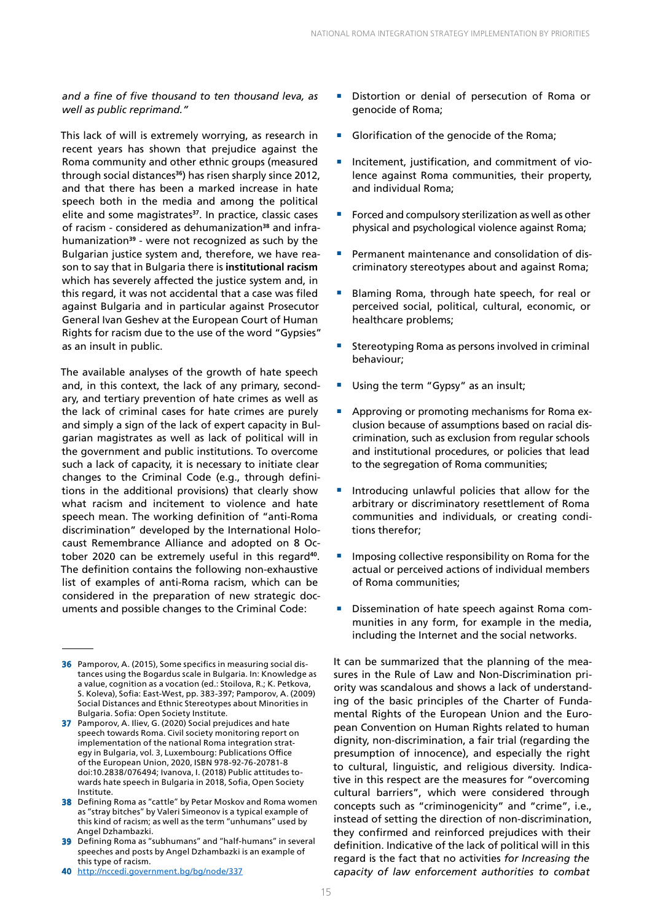*and a fine of five thousand to ten thousand leva, as well as public reprimand."*

This lack of will is extremely worrying, as research in recent years has shown that prejudice against the Roma community and other ethnic groups (measured through social distances[36]) has risen sharply since 2012, and that there has been a marked increase in hate speech both in the media and among the political elite and some magistrates[37]. In practice, classic cases of racism - considered as dehumanization[38] and infrahumanization[39] - were not recognized as such by the Bulgarian justice system and, therefore, we have reason to say that in Bulgaria there is **institutional racism** which has severely affected the justice system and, in this regard, it was not accidental that a case was filed against Bulgaria and in particular against Prosecutor General Ivan Geshev at the European Court of Human Rights for racism due to the use of the word "Gypsies" as an insult in public.

The available analyses of the growth of hate speech and, in this context, the lack of any primary, secondary, and tertiary prevention of hate crimes as well as the lack of criminal cases for hate crimes are purely and simply a sign of the lack of expert capacity in Bulgarian magistrates as well as lack of political will in the government and public institutions. To overcome such a lack of capacity, it is necessary to initiate clear changes to the Criminal Code (e.g., through definitions in the additional provisions) that clearly show what racism and incitement to violence and hate speech mean. The working definition of "anti-Roma discrimination" developed by the International Holocaust Remembrance Alliance and adopted on 8 October 2020 can be extremely useful in this regard[40]. The definition contains the following non-exhaustive list of examples of anti-Roma racism, which can be considered in the preparation of new strategic documents and possible changes to the Criminal Code:

- Distortion or denial of persecution of Roma or genocide of Roma;
- Glorification of the genocide of the Roma;
- Incitement, justification, and commitment of violence against Roma communities, their property, and individual Roma;
- Forced and compulsory sterilization as well as other physical and psychological violence against Roma;
- Permanent maintenance and consolidation of discriminatory stereotypes about and against Roma;
- Blaming Roma, through hate speech, for real or perceived social, political, cultural, economic, or healthcare problems;
- Stereotyping Roma as persons involved in criminal behaviour;
- Using the term "Gypsy" as an insult;
- Approving or promoting mechanisms for Roma exclusion because of assumptions based on racial discrimination, such as exclusion from regular schools and institutional procedures, or policies that lead to the segregation of Roma communities;
- Introducing unlawful policies that allow for the arbitrary or discriminatory resettlement of Roma communities and individuals, or creating conditions therefor;
- Imposing collective responsibility on Roma for the actual or perceived actions of individual members of Roma communities;
- Dissemination of hate speech against Roma communities in any form, for example in the media, including the Internet and the social networks.

It can be summarized that the planning of the measures in the Rule of Law and Non-Discrimination priority was scandalous and shows a lack of understanding of the basic principles of the Charter of Fundamental Rights of the European Union and the European Convention on Human Rights related to human dignity, non-discrimination, a fair trial (regarding the presumption of innocence), and especially the right to cultural, linguistic, and religious diversity. Indicative in this respect are the measures for "overcoming cultural barriers", which were considered through concepts such as "criminogenicity" and "crime", i.e., instead of setting the direction of non-discrimination, they confirmed and reinforced prejudices with their definition. Indicative of the lack of political will in this regard is the fact that no activities *for Increasing the capacity of law enforcement authorities to combat*

---

[36] Pamporov, A. (2015), Some specifics in measuring social distances using the Bogardus scale in Bulgaria. In: Knowledge as a value, cognition as a vocation (ed.: Stoilova, R.; K. Petkova, S. Koleva), Sofia: East-West, pp. 383-397; Pamporov, A. (2009) Social Distances and Ethnic Stereotypes about Minorities in Bulgaria. Sofia: Open Society Institute.

[37] Pamporov, A. Iliev, G. (2020) Social prejudices and hate speech towards Roma. Civil society monitoring report on implementation of the national Roma integration strategy in Bulgaria, vol. 3, Luxembourg: Publications Office of the European Union, 2020, ISBN 978-92-76-20781-8 doi:10.2838/076494; Ivanova, I. (2018) Public attitudes towards hate speech in Bulgaria in 2018, Sofia, Open Society Institute.

[38] Defining Roma as "cattle" by Petar Moskov and Roma women as "stray bitches" by Valeri Simeonov is a typical example of this kind of racism; as well as the term "unhumans" used by Angel Dzhambazki.

[39] Defining Roma as "subhumans" and "half-humans" in several speeches and posts by Angel Dzhambazki is an example of this type of racism.

[40] http://nccedi.government.bg/bg/node/337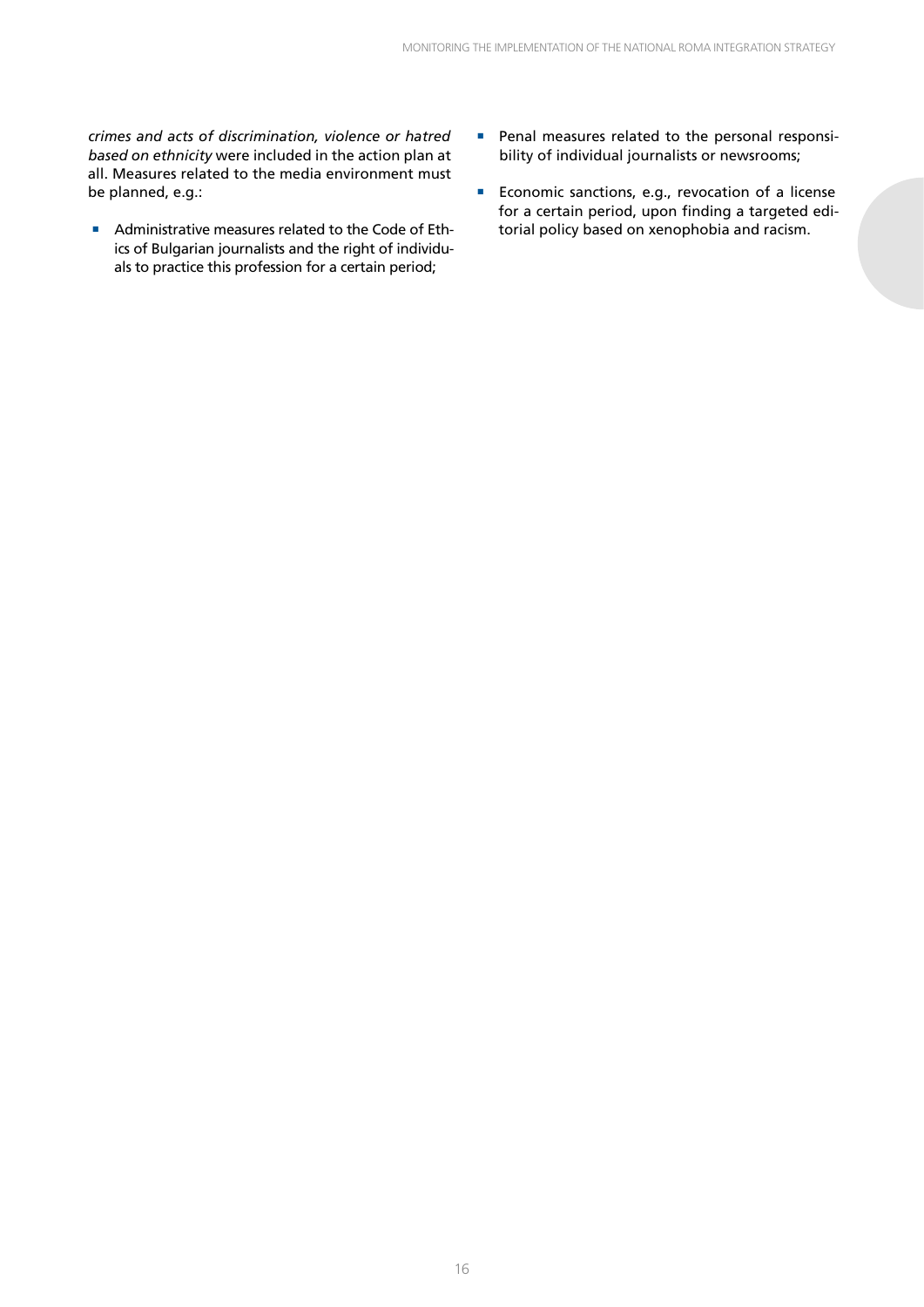*crimes and acts of discrimination, violence or hatred based on ethnicity* were included in the action plan at all. Measures related to the media environment must be planned, e.g.:

- Administrative measures related to the Code of Ethics of Bulgarian journalists and the right of individuals to practice this profession for a certain period;
- Penal measures related to the personal responsibility of individual journalists or newsrooms;
- Economic sanctions, e.g., revocation of a license for a certain period, upon finding a targeted editorial policy based on xenophobia and racism.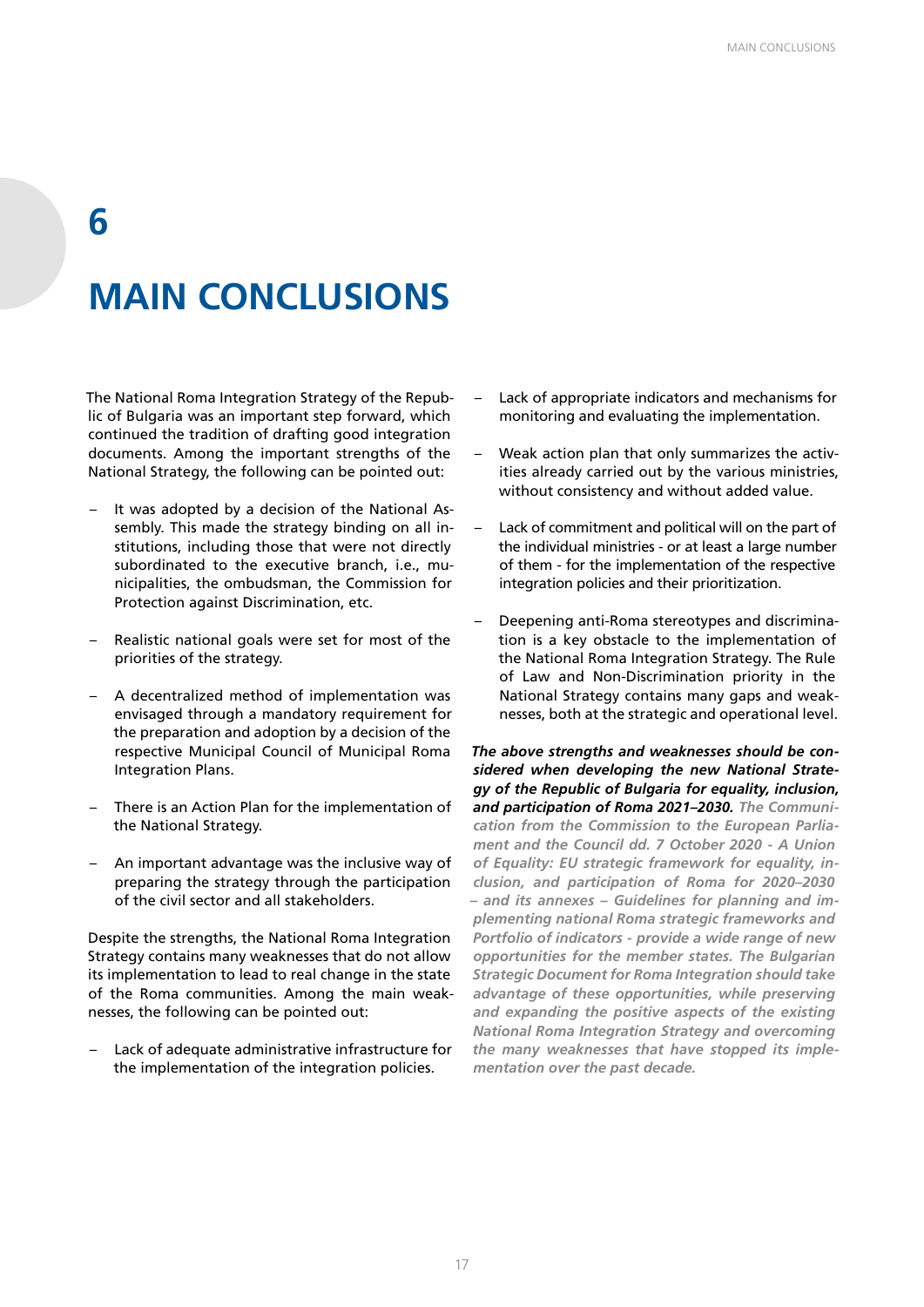# 6

# MAIN CONCLUSIONS

The National Roma Integration Strategy of the Republic of Bulgaria was an important step forward, which continued the tradition of drafting good integration documents. Among the important strengths of the National Strategy, the following can be pointed out:

- It was adopted by a decision of the National Assembly. This made the strategy binding on all institutions, including those that were not directly subordinated to the executive branch, i.e., municipalities, the ombudsman, the Commission for Protection against Discrimination, etc.
- Realistic national goals were set for most of the priorities of the strategy.
- A decentralized method of implementation was envisaged through a mandatory requirement for the preparation and adoption by a decision of the respective Municipal Council of Municipal Roma Integration Plans.
- There is an Action Plan for the implementation of the National Strategy.
- An important advantage was the inclusive way of preparing the strategy through the participation of the civil sector and all stakeholders.

Despite the strengths, the National Roma Integration Strategy contains many weaknesses that do not allow its implementation to lead to real change in the state of the Roma communities. Among the main weaknesses, the following can be pointed out:

- Lack of adequate administrative infrastructure for the implementation of the integration policies.
- Lack of appropriate indicators and mechanisms for monitoring and evaluating the implementation.
- Weak action plan that only summarizes the activities already carried out by the various ministries, without consistency and without added value.
- Lack of commitment and political will on the part of the individual ministries - or at least a large number of them - for the implementation of the respective integration policies and their prioritization.
- Deepening anti-Roma stereotypes and discrimination is a key obstacle to the implementation of the National Roma Integration Strategy. The Rule of Law and Non-Discrimination priority in the National Strategy contains many gaps and weaknesses, both at the strategic and operational level.

***The above strengths and weaknesses should be considered when developing the new National Strategy of the Republic of Bulgaria for equality, inclusion, and participation of Roma 2021–2030.*** ***The Communication from the Commission to the European Parliament and the Council dd. 7 October 2020 - A Union of Equality: EU strategic framework for equality, inclusion, and participation of Roma for 2020–2030 – and its annexes – Guidelines for planning and implementing national Roma strategic frameworks and Portfolio of indicators - provide a wide range of new opportunities for the member states. The Bulgarian Strategic Document for Roma Integration should take advantage of these opportunities, while preserving and expanding the positive aspects of the existing National Roma Integration Strategy and overcoming the many weaknesses that have stopped its implementation over the past decade.***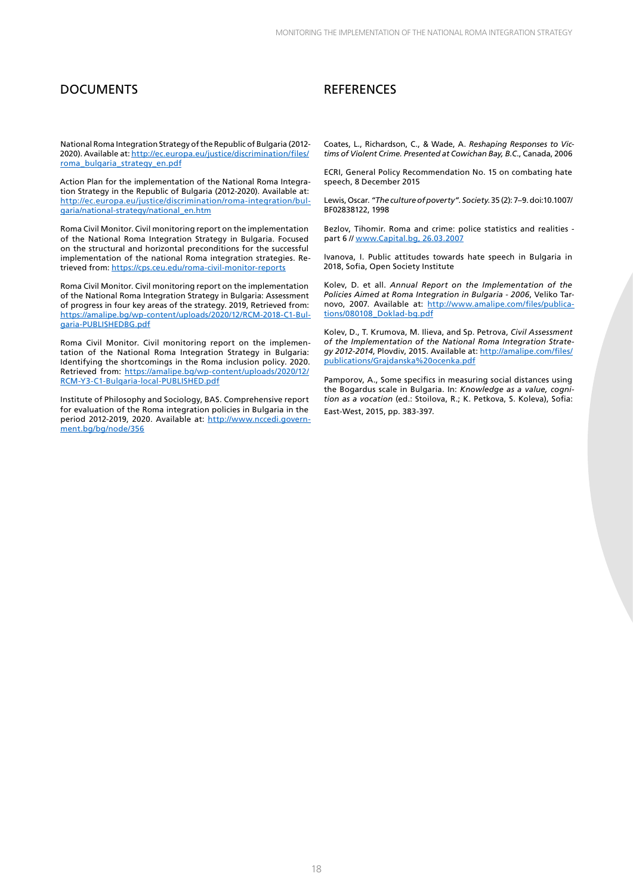## DOCUMENTS

National Roma Integration Strategy of the Republic of Bulgaria (2012-2020). Available at: http://ec.europa.eu/justice/discrimination/files/roma_bulgaria_strategy_en.pdf

Action Plan for the implementation of the National Roma Integration Strategy in the Republic of Bulgaria (2012-2020). Available at: http://ec.europa.eu/justice/discrimination/roma-integration/bulgaria/national-strategy/national_en.htm

Roma Civil Monitor. Civil monitoring report on the implementation of the National Roma Integration Strategy in Bulgaria. Focused on the structural and horizontal preconditions for the successful implementation of the national Roma integration strategies. Retrieved from: https://cps.ceu.edu/roma-civil-monitor-reports

Roma Civil Monitor. Civil monitoring report on the implementation of the National Roma Integration Strategy in Bulgaria: Assessment of progress in four key areas of the strategy. 2019, Retrieved from: https://amalipe.bg/wp-content/uploads/2020/12/RCM-2018-C1-Bulgaria-PUBLISHEDBG.pdf

Roma Civil Monitor. Civil monitoring report on the implementation of the National Roma Integration Strategy in Bulgaria: Identifying the shortcomings in the Roma inclusion policy. 2020. Retrieved from: https://amalipe.bg/wp-content/uploads/2020/12/RCM-Y3-C1-Bulgaria-local-PUBLISHED.pdf

Institute of Philosophy and Sociology, BAS. Comprehensive report for evaluation of the Roma integration policies in Bulgaria in the period 2012-2019, 2020. Available at: http://www.nccedi.government.bg/bg/node/356

## REFERENCES

Coates, L., Richardson, C., & Wade, A. *Reshaping Responses to Victims of Violent Crime. Presented at Cowichan Bay, B.C.*, Canada, 2006

ECRI, General Policy Recommendation No. 15 on combating hate speech, 8 December 2015

Lewis, Oscar. *"The culture of poverty". Society.* 35 (2): 7–9. doi:10.1007/BF02838122, 1998

Bezlov, Tihomir. Roma and crime: police statistics and realities - part 6 // www.Capital.bg, 26.03.2007

Ivanova, I. Public attitudes towards hate speech in Bulgaria in 2018, Sofia, Open Society Institute

Kolev, D. et all. *Annual Report on the Implementation of the Policies Aimed at Roma Integration in Bulgaria - 2006*, Veliko Tarnovo, 2007. Available at: http://www.amalipe.com/files/publications/080108_Doklad-bg.pdf

Kolev, D., T. Krumova, M. Ilieva, and Sp. Petrova, *Civil Assessment of the Implementation of the National Roma Integration Strategy 2012-2014*, Plovdiv, 2015. Available at: http://amalipe.com/files/publications/Grajdanska%20ocenka.pdf

Pamporov, A., Some specifics in measuring social distances using the Bogardus scale in Bulgaria. In: *Knowledge as a value, cognition as a vocation* (ed.: Stoilova, R.; K. Petkova, S. Koleva), Sofia: East-West, 2015, pp. 383-397.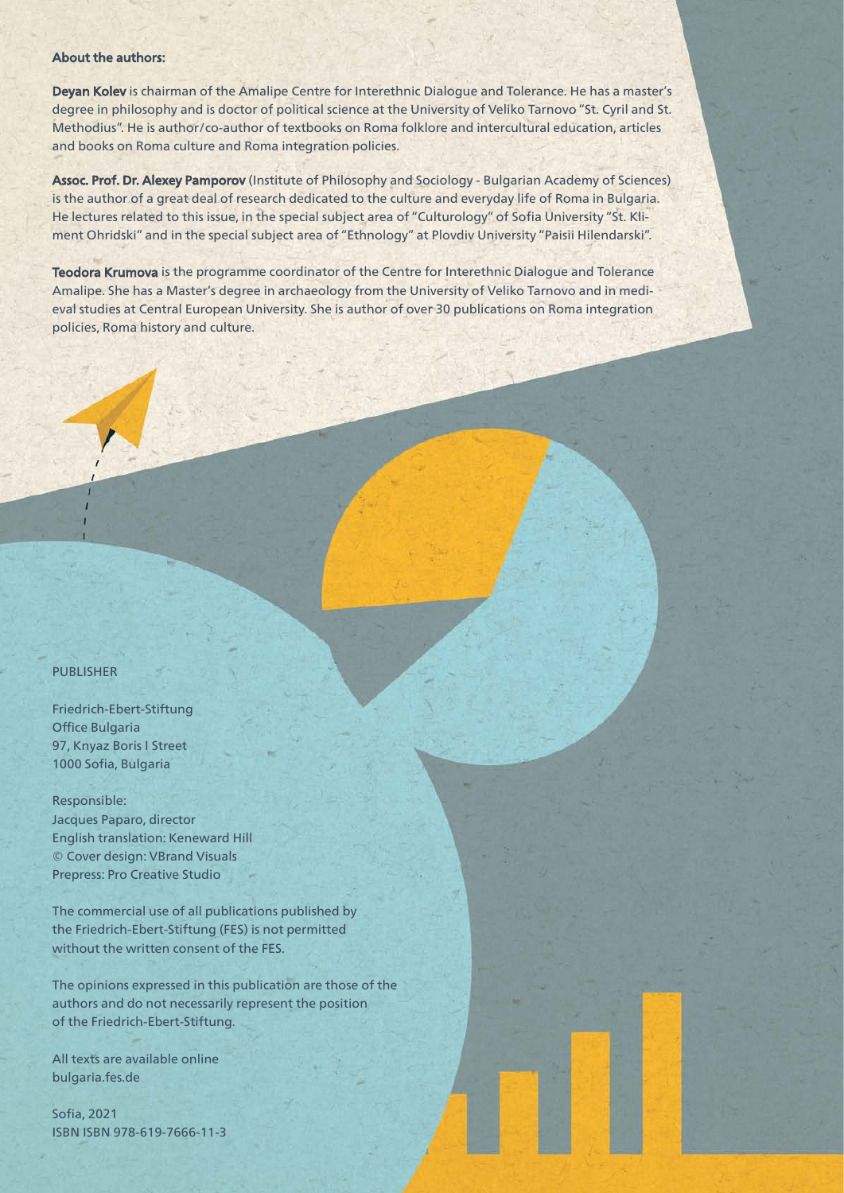**About the authors:**

**Deyan Kolev** is chairman of the Amalipe Centre for Interethnic Dialogue and Tolerance. He has a master's degree in philosophy and is doctor of political science at the University of Veliko Tarnovo "St. Cyril and St. Methodius". He is author/co-author of textbooks on Roma folklore and intercultural education, articles and books on Roma culture and Roma integration policies.

**Assoc. Prof. Dr. Alexey Pamporov** (Institute of Philosophy and Sociology - Bulgarian Academy of Sciences) is the author of a great deal of research dedicated to the culture and everyday life of Roma in Bulgaria. He lectures related to this issue, in the special subject area of "Culturology" of Sofia University "St. Kliment Ohridski" and in the special subject area of "Ethnology" at Plovdiv University "Paisii Hilendarski".

**Teodora Krumova** is the programme coordinator of the Centre for Interethnic Dialogue and Tolerance Amalipe. She has a Master's degree in archaeology from the University of Veliko Tarnovo and in medieval studies at Central European University. She is author of over 30 publications on Roma integration policies, Roma history and culture.

PUBLISHER

Friedrich-Ebert-Stiftung
Office Bulgaria
97, Knyaz Boris I Street
1000 Sofia, Bulgaria

Responsible:
Jacques Paparo, director
English translation: Keneward Hill
© Cover design: VBrand Visuals
Prepress: Pro Creative Studio

The commercial use of all publications published by the Friedrich-Ebert-Stiftung (FES) is not permitted without the written consent of the FES.

The opinions expressed in this publication are those of the authors and do not necessarily represent the position of the Friedrich-Ebert-Stiftung.

All texts are available online
bulgaria.fes.de

Sofia, 2021
ISBN ISBN 978-619-7666-11-3